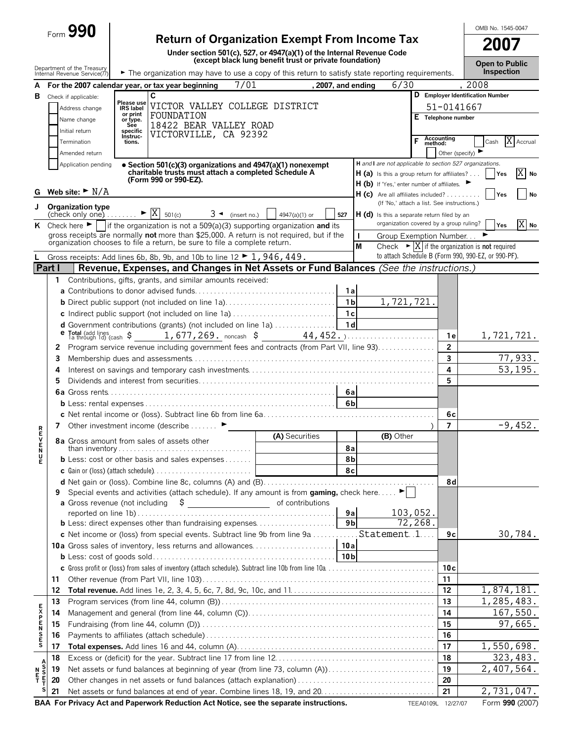# Form 990

**Return of Organization Exempt From Income Tax**

Under section 501(c), 527, or 4947(a)(1) of the Internal Revenue Code (except black lung benefit trust or private foundation)

► The organization may have to use a copy of this return to satisfy state reporting requirements.

OMB No. 1545-0047

**2007**

**Open to Public Inspection**

Department of the Treasury Internal Revenue Service(77)

**A** For the 2007 calendar year, or tax year beginning 7/01 , 2007, and ending 6/30 , 2008

**B** Check if applicable:
- [ ] Address change
- [ ] Name change
- [ ] Initial return
- [ ] Termination
- [ ] Amended return
- [ ] Application pending

**C** Please use IRS label or print or type. See specific Instructions.

VICTOR VALLEY COLLEGE DISTRICT FOUNDATION
18422 BEAR VALLEY ROAD
VICTORVILLE, CA 92392

**D** Employer Identification Number: 51-0141667

**E** Telephone number

**F** Accounting method: [ ] Cash [X] Accrual [ ] Other (specify) ►

• **Section 501(c)(3) organizations and 4947(a)(1) nonexempt charitable trusts must attach a completed Schedule A (Form 990 or 990-EZ).**

*H and I are not applicable to section 527 organizations.*

**H (a)** Is this a group return for affiliates? . . . [ ] Yes [X] No

**H (b)** If 'Yes,' enter number of affiliates. ►

**H (c)** Are all affiliates included? [ ] Yes [ ] No (If 'No,' attach a list. See instructions.)

**H (d)** Is this a separate return filed by an organization covered by a group ruling? [ ] Yes [X] No

**G** Web site: ► N/A

**J** Organization type (check only one) ► [X] 501(c) 3 ◄ (insert no.) [ ] 4947(a)(1) or [ ] 527

**K** Check here ► [ ] if the organization is not a 509(a)(3) supporting organization **and** its gross receipts are normally **not** more than $25,000. A return is not required, but if the organization chooses to file a return, be sure to file a complete return.

**I** Group Exemption Number. . . ►

**M** Check ► [X] if the organization is **not** required to attach Schedule B (Form 990, 990-EZ, or 990-PF).

**L** Gross receipts: Add lines 6b, 8b, 9b, and 10b to line 12 ► 1,946,449.

## Part I — Revenue, Expenses, and Changes in Net Assets or Fund Balances *(See the instructions.)*

### Revenue

| Line | Description | | Amount | | Total |
|---|---|---|---|---|---|
| 1 | Contributions, gifts, grants, and similar amounts received: | | | | |
| a | Contributions to donor advised funds | 1a | | | |
| b | Direct public support (not included on line 1a) | 1b | 1,721,721. | | |
| c | Indirect public support (not included on line 1a) | 1c | | | |
| d | Government contributions (grants) (not included on line 1a) | 1d | | | |
| e | Total (add lines 1a through 1d) (cash $ 1,677,269. noncash $ 44,452.) | | | 1e | 1,721,721. |
| 2 | Program service revenue including government fees and contracts (from Part VII, line 93) | | | 2 | |
| 3 | Membership dues and assessments | | | 3 | 77,933. |
| 4 | Interest on savings and temporary cash investments | | | 4 | 53,195. |
| 5 | Dividends and interest from securities | | | 5 | |
| 6a | Gross rents | 6a | | | |
| b | Less: rental expenses | 6b | | | |
| c | Net rental income or (loss). Subtract line 6b from line 6a | | | 6c | |
| 7 | Other investment income (describe ► ) | | | 7 | -9,452. |

| Line | Description | (A) Securities | | (B) Other | | |
|---|---|---|---|---|---|---|
| 8a | Gross amount from sales of assets other than inventory | | 8a | | | |
| b | Less: cost or other basis and sales expenses | | 8b | | | |
| c | Gain or (loss) (attach schedule) | | 8c | | | |
| d | Net gain or (loss). Combine line 8c, columns (A) and (B) | | | | 8d | |

| Line | Description | | Amount | | Total |
|---|---|---|---|---|---|
| 9 | Special events and activities (attach schedule). If any amount is from **gaming**, check here ► [ ] | | | | |
| a | Gross revenue (not including $ ______ of contributions reported on line 1b) | 9a | 103,052. | | |
| b | Less: direct expenses other than fundraising expenses | 9b | 72,268. | | |
| c | Net income or (loss) from special events. Subtract line 9b from line 9a Statement 1 | | | 9c | 30,784. |
| 10a | Gross sales of inventory, less returns and allowances | 10a | | | |
| b | Less: cost of goods sold | 10b | | | |
| c | Gross profit or (loss) from sales of inventory (attach schedule). Subtract line 10b from line 10a | | | 10c | |
| 11 | Other revenue (from Part VII, line 103) | | | 11 | |
| 12 | **Total revenue.** Add lines 1e, 2, 3, 4, 5, 6c, 7, 8d, 9c, 10c, and 11 | | | 12 | 1,874,181. |

### Expenses

| Line | Description | | Amount |
|---|---|---|---|
| 13 | Program services (from line 44, column (B)) | 13 | 1,285,483. |
| 14 | Management and general (from line 44, column (C)) | 14 | 167,550. |
| 15 | Fundraising (from line 44, column (D)) | 15 | 97,665. |
| 16 | Payments to affiliates (attach schedule) | 16 | |
| 17 | **Total expenses.** Add lines 16 and 44, column (A) | 17 | 1,550,698. |

### Net Assets

| Line | Description | | Amount |
|---|---|---|---|
| 18 | Excess or (deficit) for the year. Subtract line 17 from line 12 | 18 | 323,483. |
| 19 | Net assets or fund balances at beginning of year (from line 73, column (A)) | 19 | 2,407,564. |
| 20 | Other changes in net assets or fund balances (attach explanation) | 20 | |
| 21 | Net assets or fund balances at end of year. Combine lines 18, 19, and 20 | 21 | 2,731,047. |

**BAA For Privacy Act and Paperwork Reduction Act Notice, see the separate instructions.** TEEA0109L 12/27/07 Form **990** (2007)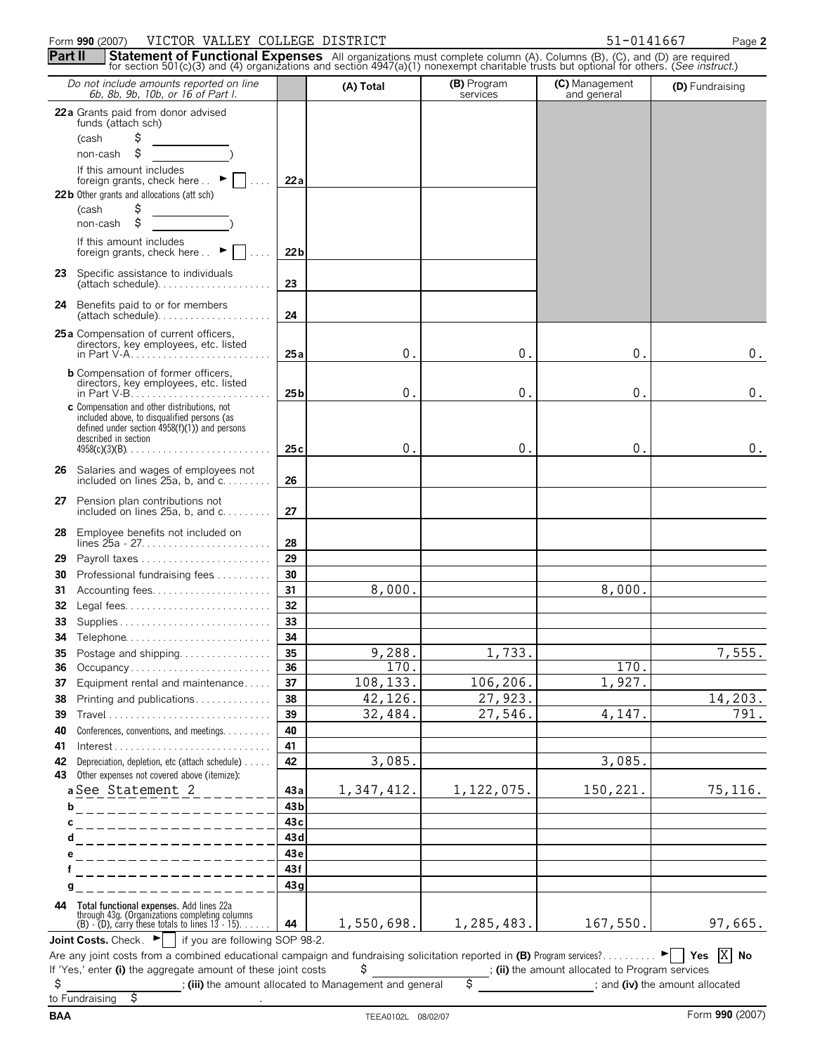Form **990** (2007) VICTOR VALLEY COLLEGE DISTRICT 51-0141667 Page **2**

**Part II** **Statement of Functional Expenses** All organizations must complete column (A). Columns (B), (C), and (D) are required for section 501(c)(3) and (4) organizations and section 4947(a)(1) nonexempt charitable trusts but optional for others. (*See instruct.*)

| *Do not include amounts reported on line 6b, 8b, 9b, 10b, or 16 of Part I.* | | (A) Total | (B) Program services | (C) Management and general | (D) Fundraising |
|---|---|---|---|---|---|
| **22a** Grants paid from donor advised funds (attach sch) (cash $ ______ non-cash $ ______) If this amount includes foreign grants, check here ► ☐ | **22a** | | | | |
| **22b** Other grants and allocations (att sch) (cash $ ______ non-cash $ ______) If this amount includes foreign grants, check here ► ☐ | **22b** | | | | |
| **23** Specific assistance to individuals (attach schedule) | **23** | | | | |
| **24** Benefits paid to or for members (attach schedule) | **24** | | | | |
| **25a** Compensation of current officers, directors, key employees, etc. listed in Part V-A | **25a** | 0. | 0. | 0. | 0. |
| **b** Compensation of former officers, directors, key employees, etc. listed in Part V-B | **25b** | 0. | 0. | 0. | 0. |
| **c** Compensation and other distributions, not included above, to disqualified persons (as defined under section 4958(f)(1)) and persons described in section 4958(c)(3)(B) | **25c** | 0. | 0. | 0. | 0. |
| **26** Salaries and wages of employees not included on lines 25a, b, and c | **26** | | | | |
| **27** Pension plan contributions not included on lines 25a, b, and c | **27** | | | | |
| **28** Employee benefits not included on lines 25a - 27 | **28** | | | | |
| **29** Payroll taxes | **29** | | | | |
| **30** Professional fundraising fees | **30** | | | | |
| **31** Accounting fees | **31** | 8,000. | | 8,000. | |
| **32** Legal fees | **32** | | | | |
| **33** Supplies | **33** | | | | |
| **34** Telephone | **34** | | | | |
| **35** Postage and shipping | **35** | 9,288. | 1,733. | | 7,555. |
| **36** Occupancy | **36** | 170. | | 170. | |
| **37** Equipment rental and maintenance | **37** | 108,133. | 106,206. | 1,927. | |
| **38** Printing and publications | **38** | 42,126. | 27,923. | | 14,203. |
| **39** Travel | **39** | 32,484. | 27,546. | 4,147. | 791. |
| **40** Conferences, conventions, and meetings | **40** | | | | |
| **41** Interest | **41** | | | | |
| **42** Depreciation, depletion, etc (attach schedule) | **42** | 3,085. | | 3,085. | |
| **43** Other expenses not covered above (itemize): **a** See Statement 2 | **43a** | 1,347,412. | 1,122,075. | 150,221. | 75,116. |
| **b** | **43b** | | | | |
| **c** | **43c** | | | | |
| **d** | **43d** | | | | |
| **e** | **43e** | | | | |
| **f** | **43f** | | | | |
| **g** | **43g** | | | | |
| **44 Total functional expenses.** Add lines 22a through 43g. (Organizations completing columns (B) - (D), carry these totals to lines 13 - 15) | **44** | 1,550,698. | 1,285,483. | 167,550. | 97,665. |

**Joint Costs.** Check ► ☐ if you are following SOP 98-2.

Are any joint costs from a combined educational campaign and fundraising solicitation reported in **(B)** Program services? ► ☐ **Yes** ☒ **No**

If 'Yes,' enter **(i)** the aggregate amount of these joint costs $ ______ ; **(ii)** the amount allocated to Program services $ ______ ; **(iii)** the amount allocated to Management and general $ ______ ; and **(iv)** the amount allocated to Fundraising $ ______ .

BAA TEEA0102L 08/02/07 Form **990** (2007)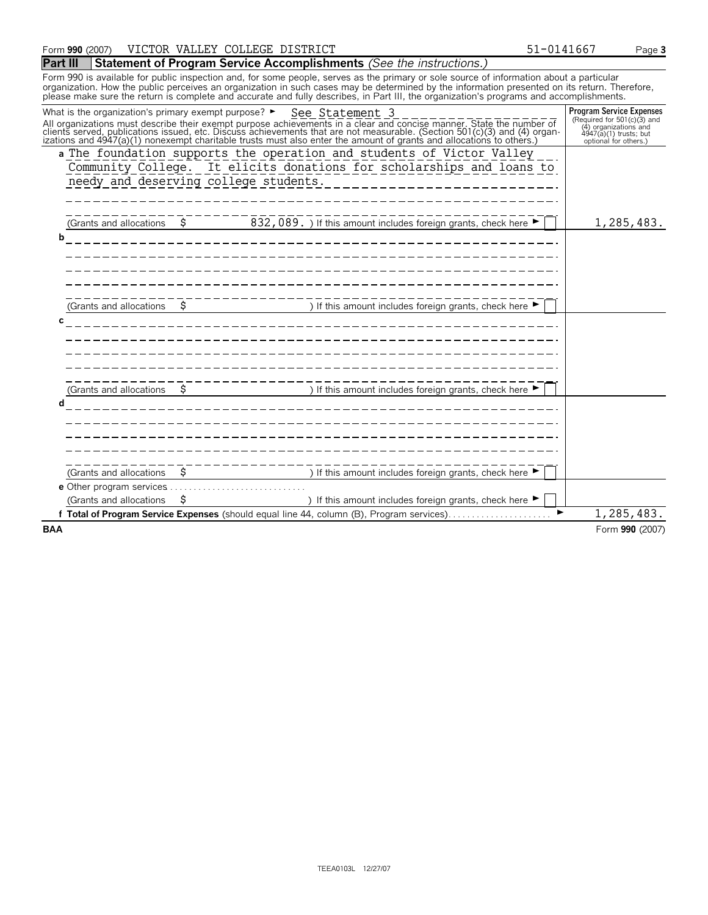Form **990** (2007) VICTOR VALLEY COLLEGE DISTRICT 51-0141667 Page **3**

## Part III Statement of Program Service Accomplishments *(See the instructions.)*

Form 990 is available for public inspection and, for some people, serves as the primary or sole source of information about a particular organization. How the public perceives an organization in such cases may be determined by the information presented on its return. Therefore, please make sure the return is complete and accurate and fully describes, in Part III, the organization's programs and accomplishments.

What is the organization's primary exempt purpose? ► See Statement 3

All organizations must describe their exempt purpose achievements in a clear and concise manner. State the number of clients served, publications issued, etc. Discuss achievements that are not measurable. (Section 501(c)(3) and (4) organizations and 4947(a)(1) nonexempt charitable trusts must also enter the amount of grants and allocations to others.)

| | Program Service Expenses (Required for 501(c)(3) and (4) organizations and 4947(a)(1) trusts; but optional for others.) |
|---|---|
| **a** The foundation supports the operation and students of Victor Valley Community College. It elicits donations for scholarships and loans to needy and deserving college students. (Grants and allocations $ 832,089. ) If this amount includes foreign grants, check here ► ☐ | 1,285,483. |
| **b** (Grants and allocations $ ) If this amount includes foreign grants, check here ► ☐ | |
| **c** (Grants and allocations $ ) If this amount includes foreign grants, check here ► ☐ | |
| **d** (Grants and allocations $ ) If this amount includes foreign grants, check here ► ☐ | |
| **e** Other program services (Grants and allocations $ ) If this amount includes foreign grants, check here ► ☐ | |
| **f Total of Program Service Expenses** (should equal line 44, column (B), Program services) ► | 1,285,483. |

BAA Form **990** (2007)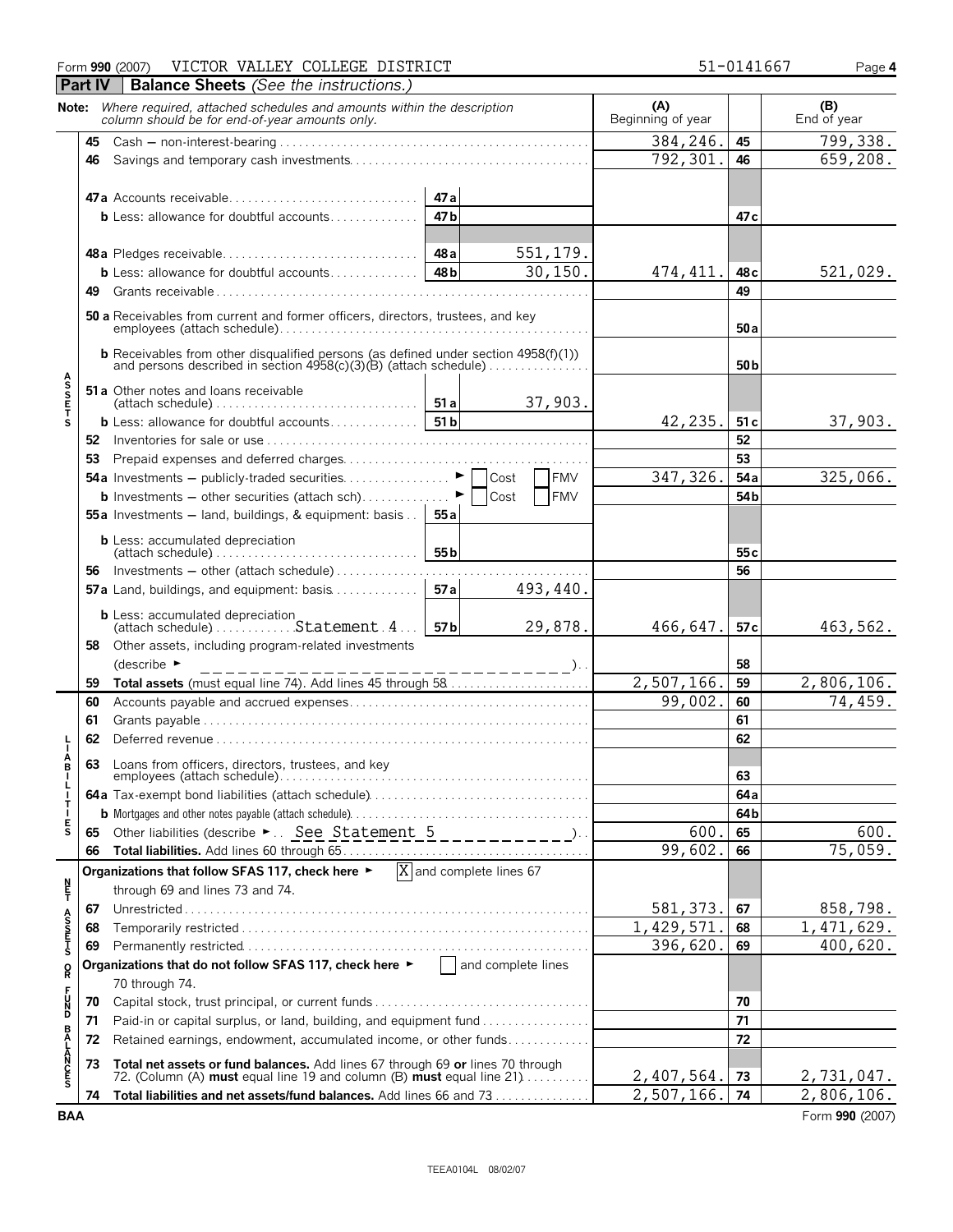Form **990** (2007) VICTOR VALLEY COLLEGE DISTRICT 51-0141667 Page **4**

## Part IV Balance Sheets *(See the instructions.)*

**Note:** *Where required, attached schedules and amounts within the description column should be for end-of-year amounts only.*

| | | | | (A) Beginning of year | | (B) End of year |
|---|---|---|---|---|---|---|
| **ASSETS** | **45** | Cash — non-interest-bearing | | 384,246. | **45** | 799,338. |
| | **46** | Savings and temporary cash investments | | 792,301. | **46** | 659,208. |
| | **47a** | Accounts receivable | **47a** | | | |
| | **b** | Less: allowance for doubtful accounts | **47b** | | **47c** | |
| | **48a** | Pledges receivable | **48a** 551,179. | | | |
| | **b** | Less: allowance for doubtful accounts | **48b** 30,150. | 474,411. | **48c** | 521,029. |
| | **49** | Grants receivable | | | **49** | |
| | **50a** | Receivables from current and former officers, directors, trustees, and key employees (attach schedule) | | | **50a** | |
| | **b** | Receivables from other disqualified persons (as defined under section 4958(f)(1)) and persons described in section 4958(c)(3)(B) (attach schedule) | | | **50b** | |
| | **51a** | Other notes and loans receivable (attach schedule) | **51a** 37,903. | | | |
| | **b** | Less: allowance for doubtful accounts | **51b** | 42,235. | **51c** | 37,903. |
| | **52** | Inventories for sale or use | | | **52** | |
| | **53** | Prepaid expenses and deferred charges | | | **53** | |
| | **54a** | Investments — publicly-traded securities ► ☐ Cost ☐ FMV | | 347,326. | **54a** | 325,066. |
| | **b** | Investments — other securities (attach sch) ► ☐ Cost ☐ FMV | | | **54b** | |
| | **55a** | Investments — land, buildings, & equipment: basis | **55a** | | | |
| | **b** | Less: accumulated depreciation (attach schedule) | **55b** | | **55c** | |
| | **56** | Investments — other (attach schedule) | | | **56** | |
| | **57a** | Land, buildings, and equipment: basis | **57a** 493,440. | | | |
| | **b** | Less: accumulated depreciation (attach schedule) Statement 4 | **57b** 29,878. | 466,647. | **57c** | 463,562. |
| | **58** | Other assets, including program-related investments (describe ► ) | | | **58** | |
| | **59** | **Total assets** (must equal line 74). Add lines 45 through 58 | | 2,507,166. | **59** | 2,806,106. |
| **LIABILITIES** | **60** | Accounts payable and accrued expenses | | 99,002. | **60** | 74,459. |
| | **61** | Grants payable | | | **61** | |
| | **62** | Deferred revenue | | | **62** | |
| | **63** | Loans from officers, directors, trustees, and key employees (attach schedule) | | | **63** | |
| | **64a** | Tax-exempt bond liabilities (attach schedule) | | | **64a** | |
| | **b** | Mortgages and other notes payable (attach schedule) | | | **64b** | |
| | **65** | Other liabilities (describe ► See Statement 5 ) | | 600. | **65** | 600. |
| | **66** | **Total liabilities.** Add lines 60 through 65 | | 99,602. | **66** | 75,059. |
| **NET ASSETS OR FUND BALANCES** | | **Organizations that follow SFAS 117, check here** ► [X] and complete lines 67 through 69 and lines 73 and 74. | | | | |
| | **67** | Unrestricted | | 581,373. | **67** | 858,798. |
| | **68** | Temporarily restricted | | 1,429,571. | **68** | 1,471,629. |
| | **69** | Permanently restricted | | 396,620. | **69** | 400,620. |
| | | **Organizations that do not follow SFAS 117, check here** ► ☐ and complete lines 70 through 74. | | | | |
| | **70** | Capital stock, trust principal, or current funds | | | **70** | |
| | **71** | Paid-in or capital surplus, or land, building, and equipment fund | | | **71** | |
| | **72** | Retained earnings, endowment, accumulated income, or other funds | | | **72** | |
| | **73** | **Total net assets or fund balances.** Add lines 67 through 69 **or** lines 70 through 72. (Column (A) **must** equal line 19 and column (B) **must** equal line 21) | | 2,407,564. | **73** | 2,731,047. |
| | **74** | **Total liabilities and net assets/fund balances.** Add lines 66 and 73 | | 2,507,166. | **74** | 2,806,106. |

**BAA** Form **990** (2007)

TEEA0104L 08/02/07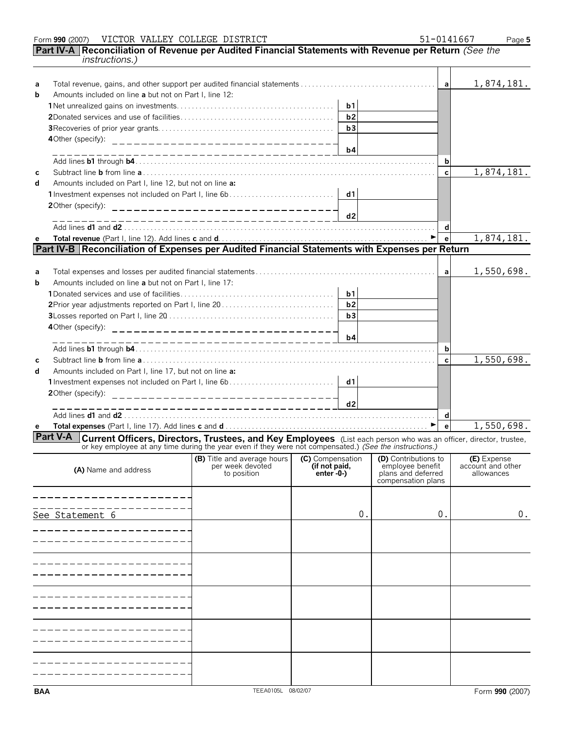Form **990** (2007) VICTOR VALLEY COLLEGE DISTRICT 51-0141667

## Part IV-A Reconciliation of Revenue per Audited Financial Statements with Revenue per Return *(See the instructions.)*

| | | | | | |
|---|---|---|---|---|---|
| **a** | Total revenue, gains, and other support per audited financial statements | | | **a** | 1,874,181. |
| **b** | Amounts included on line **a** but not on Part I, line 12: | | | | |
| | **1** Net unrealized gains on investments | **b1** | | | |
| | **2** Donated services and use of facilities | **b2** | | | |
| | **3** Recoveries of prior year grants | **b3** | | | |
| | **4** Other (specify): | **b4** | | | |
| | Add lines **b1** through **b4** | | | **b** | |
| **c** | Subtract line **b** from line **a** | | | **c** | 1,874,181. |
| **d** | Amounts included on Part I, line 12, but not on line **a:** | | | | |
| | **1** Investment expenses not included on Part I, line 6b | **d1** | | | |
| | **2** Other (specify): | **d2** | | | |
| | Add lines **d1** and **d2** | | | **d** | |
| **e** | **Total revenue** (Part I, line 12). Add lines **c** and **d** | | | **e** | 1,874,181. |

## Part IV-B Reconciliation of Expenses per Audited Financial Statements with Expenses per Return

| | | | | | |
|---|---|---|---|---|---|
| **a** | Total expenses and losses per audited financial statements | | | **a** | 1,550,698. |
| **b** | Amounts included on line **a** but not on Part I, line 17: | | | | |
| | **1** Donated services and use of facilities | **b1** | | | |
| | **2** Prior year adjustments reported on Part I, line 20 | **b2** | | | |
| | **3** Losses reported on Part I, line 20 | **b3** | | | |
| | **4** Other (specify): | **b4** | | | |
| | Add lines **b1** through **b4** | | | **b** | |
| **c** | Subtract line **b** from line **a** | | | **c** | 1,550,698. |
| **d** | Amounts included on Part I, line 17, but not on line **a:** | | | | |
| | **1** Investment expenses not included on Part I, line 6b | **d1** | | | |
| | **2** Other (specify): | **d2** | | | |
| | Add lines **d1** and **d2** | | | **d** | |
| **e** | **Total expenses** (Part I, line 17). Add lines **c** and **d** | | | **e** | 1,550,698. |

## Part V-A Current Officers, Directors, Trustees, and Key Employees

(List each person who was an officer, director, trustee, or key employee at any time during the year even if they were not compensated.) *(See the instructions.)*

| (A) Name and address | (B) Title and average hours per week devoted to position | (C) Compensation (if not paid, enter -0-) | (D) Contributions to employee benefit plans and deferred compensation plans | (E) Expense account and other allowances |
|---|---|---|---|---|
| See Statement 6 | | 0. | 0. | 0. |
| | | | | |
| | | | | |
| | | | | |
| | | | | |
| | | | | |

BAA TEEA0105L 08/02/07 Form **990** (2007)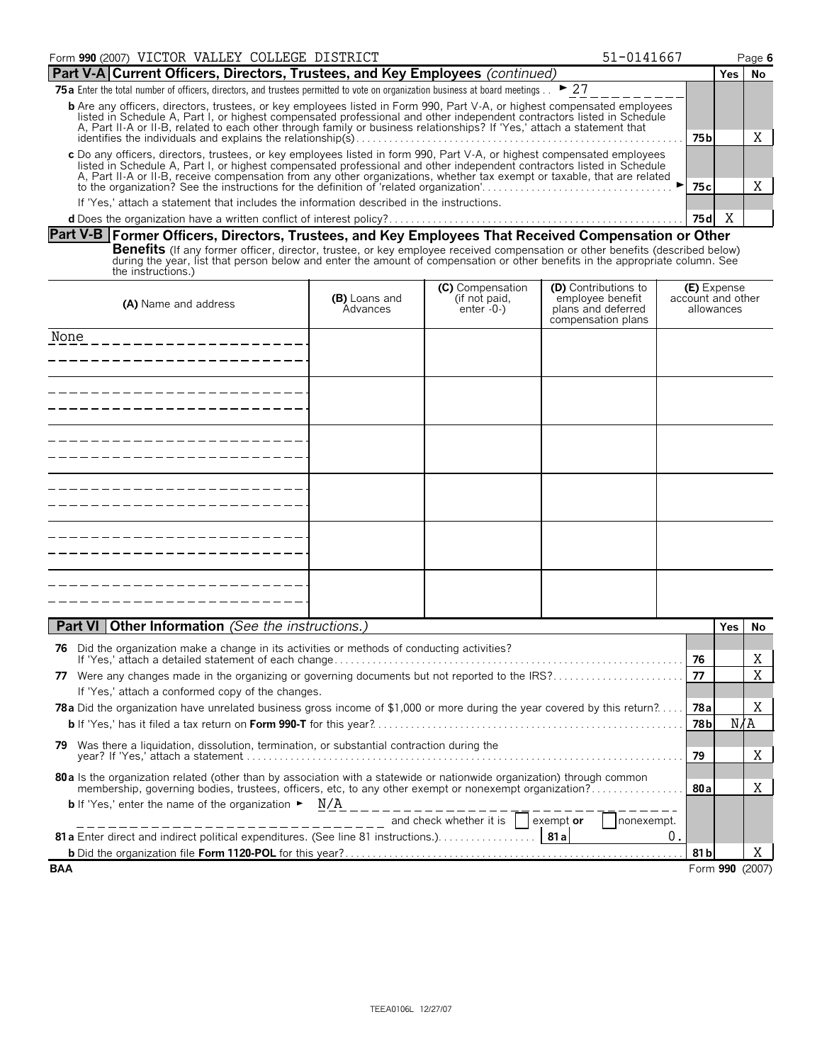Form **990** (2007) VICTOR VALLEY COLLEGE DISTRICT 51-0141667 Page **6**

## Part V-A Current Officers, Directors, Trustees, and Key Employees *(continued)*

| | | Yes | No |
|---|---|---|---|
| **75a** Enter the total number of officers, directors, and trustees permitted to vote on organization business at board meetings . . ► 27 | | | |
| **b** Are any officers, directors, trustees, or key employees listed in Form 990, Part V-A, or highest compensated employees listed in Schedule A, Part I, or highest compensated professional and other independent contractors listed in Schedule A, Part II-A or II-B, related to each other through family or business relationships? If 'Yes,' attach a statement that identifies the individuals and explains the relationship(s) | 75b | | X |
| **c** Do any officers, directors, trustees, or key employees listed in form 990, Part V-A, or highest compensated employees listed in Schedule A, Part I, or highest compensated professional and other independent contractors listed in Schedule A, Part II-A or II-B, receive compensation from any other organizations, whether tax exempt or taxable, that are related to the organization? See the instructions for the definition of 'related organization'. ► | 75c | | X |
| If 'Yes,' attach a statement that includes the information described in the instructions. | | | |
| **d** Does the organization have a written conflict of interest policy? | 75d | X | |

## Part V-B Former Officers, Directors, Trustees, and Key Employees That Received Compensation or Other Benefits

(If any former officer, director, trustee, or key employee received compensation or other benefits (described below) during the year, list that person below and enter the amount of compensation or other benefits in the appropriate column. See the instructions.)

| (A) Name and address | (B) Loans and Advances | (C) Compensation (if not paid, enter -0-) | (D) Contributions to employee benefit plans and deferred compensation plans | (E) Expense account and other allowances |
|---|---|---|---|---|
| None | | | | |

## Part VI Other Information *(See the instructions.)*

| | | Yes | No |
|---|---|---|---|
| **76** Did the organization make a change in its activities or methods of conducting activities? If 'Yes,' attach a detailed statement of each change | 76 | | X |
| **77** Were any changes made in the organizing or governing documents but not reported to the IRS? If 'Yes,' attach a conformed copy of the changes. | 77 | | X |
| **78a** Did the organization have unrelated business gross income of $1,000 or more during the year covered by this return? | 78a | | X |
| **b** If 'Yes,' has it filed a tax return on **Form 990-T** for this year? | 78b | N/A | |
| **79** Was there a liquidation, dissolution, termination, or substantial contraction during the year? If 'Yes,' attach a statement | 79 | | X |
| **80a** Is the organization related (other than by association with a statewide or nationwide organization) through common membership, governing bodies, trustees, officers, etc, to any other exempt or nonexempt organization? | 80a | | X |
| **b** If 'Yes,' enter the name of the organization ► N/A and check whether it is ☐ exempt **or** ☐ nonexempt. | | | |
| **81a** Enter direct and indirect political expenditures. (See line 81 instructions.) **81a** 0. | | | |
| **b** Did the organization file **Form 1120-POL** for this year? | 81b | | X |

BAA Form **990** (2007)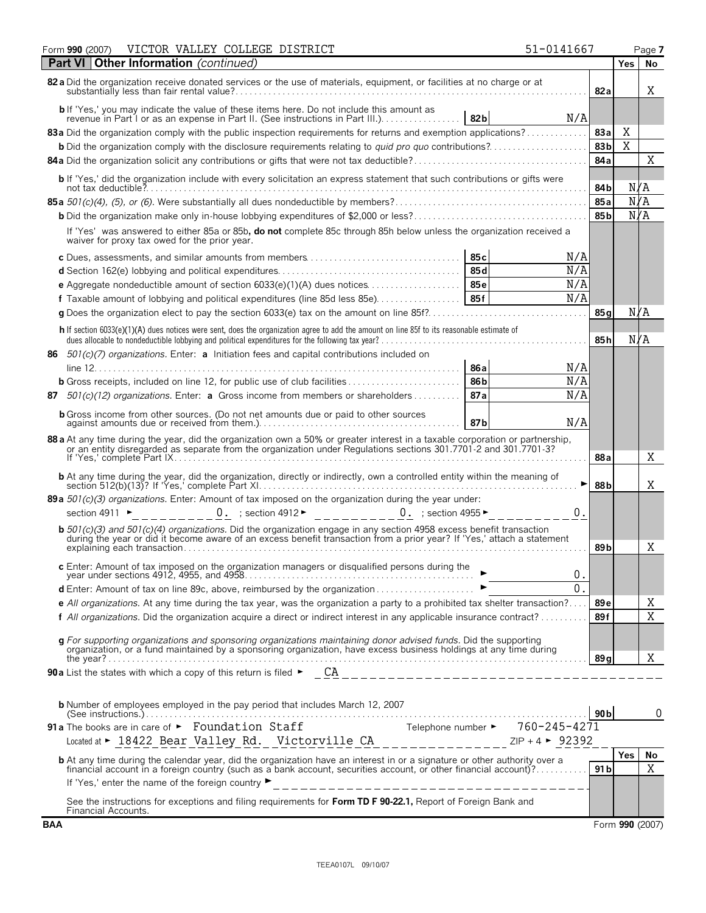Form **990** (2007) VICTOR VALLEY COLLEGE DISTRICT 51-0141667 Page **7**

## Part VI Other Information *(continued)*

| | | | Yes | No |
|---|---|---|---|---|
| **82a** Did the organization receive donated services or the use of materials, equipment, or facilities at no charge or at substantially less than fair rental value? | | **82a** | | X |
| **b** If 'Yes,' you may indicate the value of these items here. Do not include this amount as revenue in Part I or as an expense in Part II. (See instructions in Part III.) | **82b** N/A | | | |
| **83a** Did the organization comply with the public inspection requirements for returns and exemption applications? | | **83a** | X | |
| **b** Did the organization comply with the disclosure requirements relating to *quid pro quo* contributions? | | **83b** | X | |
| **84a** Did the organization solicit any contributions or gifts that were not tax deductible? | | **84a** | | X |
| **b** If 'Yes,' did the organization include with every solicitation an express statement that such contributions or gifts were not tax deductible? | | **84b** | N/A | |
| **85a** *501(c)(4), (5), or (6).* Were substantially all dues nondeductible by members? | | **85a** | N/A | |
| **b** Did the organization make only in-house lobbying expenditures of $2,000 or less? | | **85b** | N/A | |
| If 'Yes' was answered to either 85a or 85b, **do not** complete 85c through 85h below unless the organization received a waiver for proxy tax owed for the prior year. | | | | |
| **c** Dues, assessments, and similar amounts from members | **85c** N/A | | | |
| **d** Section 162(e) lobbying and political expenditures | **85d** N/A | | | |
| **e** Aggregate nondeductible amount of section 6033(e)(1)(A) dues notices | **85e** N/A | | | |
| **f** Taxable amount of lobbying and political expenditures (line 85d less 85e) | **85f** N/A | | | |
| **g** Does the organization elect to pay the section 6033(e) tax on the amount on line 85f? | | **85g** | N/A | |
| **h** If section 6033(e)(1)(A) dues notices were sent, does the organization agree to add the amount on line 85f to its reasonable estimate of dues allocable to nondeductible lobbying and political expenditures for the following tax year? | | **85h** | N/A | |
| **86** *501(c)(7) organizations.* Enter: **a** Initiation fees and capital contributions included on line 12 | **86a** N/A | | | |
| **b** Gross receipts, included on line 12, for public use of club facilities | **86b** N/A | | | |
| **87** *501(c)(12) organizations.* Enter: **a** Gross income from members or shareholders | **87a** N/A | | | |
| **b** Gross income from other sources. (Do not net amounts due or paid to other sources against amounts due or received from them.) | **87b** N/A | | | |
| **88a** At any time during the year, did the organization own a 50% or greater interest in a taxable corporation or partnership, or an entity disregarded as separate from the organization under Regulations sections 301.7701-2 and 301.7701-3? If 'Yes,' complete Part IX | | **88a** | | X |
| **b** At any time during the year, did the organization, directly or indirectly, own a controlled entity within the meaning of section 512(b)(13)? If 'Yes,' complete Part XI | | **88b** | | X |
| **89a** *501(c)(3) organizations.* Enter: Amount of tax imposed on the organization during the year under: section 4911 ► 0. ; section 4912 ► 0. ; section 4955 ► 0. | | | | |
| **b** *501(c)(3) and 501(c)(4) organizations.* Did the organization engage in any section 4958 excess benefit transaction during the year or did it become aware of an excess benefit transaction from a prior year? If 'Yes,' attach a statement explaining each transaction | | **89b** | | X |
| **c** Enter: Amount of tax imposed on the organization managers or disqualified persons during the year under sections 4912, 4955, and 4958 | ► 0. | | | |
| **d** Enter: Amount of tax on line 89c, above, reimbursed by the organization | ► 0. | | | |
| **e** *All organizations.* At any time during the tax year, was the organization a party to a prohibited tax shelter transaction? | | **89e** | | X |
| **f** *All organizations.* Did the organization acquire a direct or indirect interest in any applicable insurance contract? | | **89f** | | X |
| **g** *For supporting organizations and sponsoring organizations maintaining donor advised funds.* Did the supporting organization, or a fund maintained by a sponsoring organization, have excess business holdings at any time during the year? | | **89g** | | X |

**90a** List the states with which a copy of this return is filed ► CA

**b** Number of employees employed in the pay period that includes March 12, 2007 (See instructions.) **90b** 0

**91a** The books are in care of ► Foundation Staff Telephone number ► 760-245-4271

Located at ► 18422 Bear Valley Rd. Victorville CA ZIP + 4 ► 92392

| | | Yes | No |
|---|---|---|---|
| **b** At any time during the calendar year, did the organization have an interest in or a signature or other authority over a financial account in a foreign country (such as a bank account, securities account, or other financial account)? | **91b** | | X |

If 'Yes,' enter the name of the foreign country ►

See the instructions for exceptions and filing requirements for **Form TD F 90-22.1,** Report of Foreign Bank and Financial Accounts.

**BAA** Form **990** (2007)

TEEA0107L 09/10/07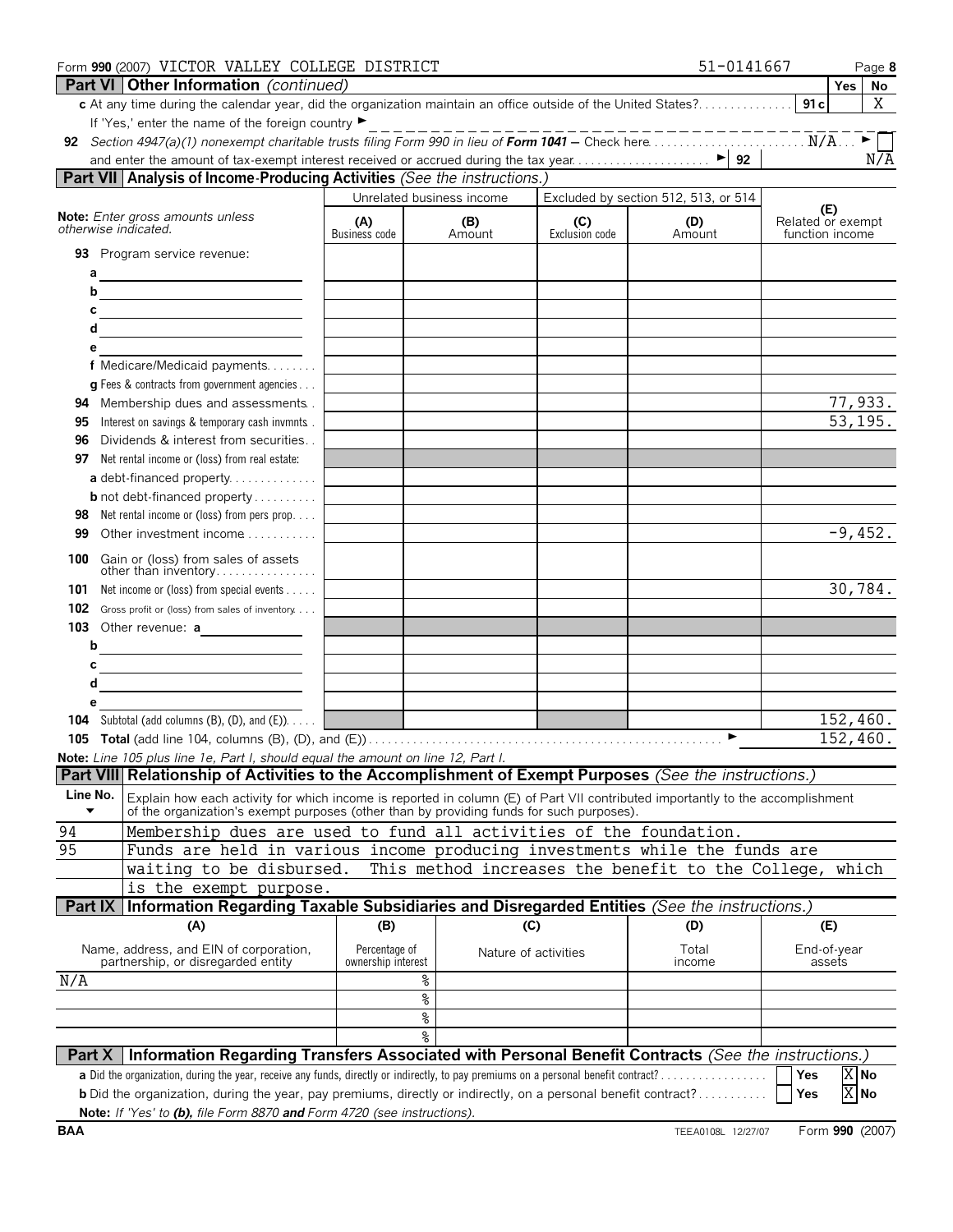Form **990** (2007) VICTOR VALLEY COLLEGE DISTRICT 51-0141667 Page **8**

**Part VI Other Information** *(continued)*

| | | Yes | No |
|---|---|---|---|
| **c** At any time during the calendar year, did the organization maintain an office outside of the United States? | 91c | | X |

If 'Yes,' enter the name of the foreign country ►

**92** *Section 4947(a)(1) nonexempt charitable trusts filing Form 990 in lieu of **Form 1041** — Check here* . . . N/A ►
and enter the amount of tax-exempt interest received or accrued during the tax year . . . ► 92 N/A

**Part VII Analysis of Income-Producing Activities** *(See the instructions.)*

| *Note: Enter gross amounts unless otherwise indicated.* | Unrelated business income | | Excluded by section 512, 513, or 514 | | (E) Related or exempt function income |
|---|---|---|---|---|---|
| | (A) Business code | (B) Amount | (C) Exclusion code | (D) Amount | |
| **93** Program service revenue: | | | | | |
| a | | | | | |
| b | | | | | |
| c | | | | | |
| d | | | | | |
| e | | | | | |
| f Medicare/Medicaid payments | | | | | |
| g Fees & contracts from government agencies | | | | | |
| **94** Membership dues and assessments | | | | | 77,933. |
| **95** Interest on savings & temporary cash invmnts | | | | | 53,195. |
| **96** Dividends & interest from securities | | | | | |
| **97** Net rental income or (loss) from real estate: | | | | | |
| a debt-financed property | | | | | |
| b not debt-financed property | | | | | |
| **98** Net rental income or (loss) from pers prop | | | | | |
| **99** Other investment income | | | | | -9,452. |
| **100** Gain or (loss) from sales of assets other than inventory | | | | | |
| **101** Net income or (loss) from special events | | | | | 30,784. |
| **102** Gross profit or (loss) from sales of inventory | | | | | |
| **103** Other revenue: a | | | | | |
| b | | | | | |
| c | | | | | |
| d | | | | | |
| e | | | | | |
| **104** Subtotal (add columns (B), (D), and (E)) | | | | | 152,460. |
| **105** Total (add line 104, columns (B), (D), and (E)) ► | | | | | 152,460. |

*Note: Line 105 plus line 1e, Part I, should equal the amount on line 12, Part I.*

**Part VIII Relationship of Activities to the Accomplishment of Exempt Purposes** *(See the instructions.)*

| Line No. ▼ | Explain how each activity for which income is reported in column (E) of Part VII contributed importantly to the accomplishment of the organization's exempt purposes (other than by providing funds for such purposes). |
|---|---|
| 94 | Membership dues are used to fund all activities of the foundation. |
| 95 | Funds are held in various income producing investments while the funds are waiting to be disbursed. This method increases the benefit to the College, which is the exempt purpose. |

**Part IX Information Regarding Taxable Subsidiaries and Disregarded Entities** *(See the instructions.)*

| (A) Name, address, and EIN of corporation, partnership, or disregarded entity | (B) Percentage of ownership interest | (C) Nature of activities | (D) Total income | (E) End-of-year assets |
|---|---|---|---|---|
| N/A | % | | | |
| | % | | | |
| | % | | | |
| | % | | | |

**Part X Information Regarding Transfers Associated with Personal Benefit Contracts** *(See the instructions.)*

**a** Did the organization, during the year, receive any funds, directly or indirectly, to pay premiums on a personal benefit contract? Yes [X] No

**b** Did the organization, during the year, pay premiums, directly or indirectly, on a personal benefit contract? Yes [X] No

*Note: If 'Yes' to **(b)**, file Form 8870 **and** Form 4720 (see instructions).*

BAA TEEA0108L 12/27/07 Form **990** (2007)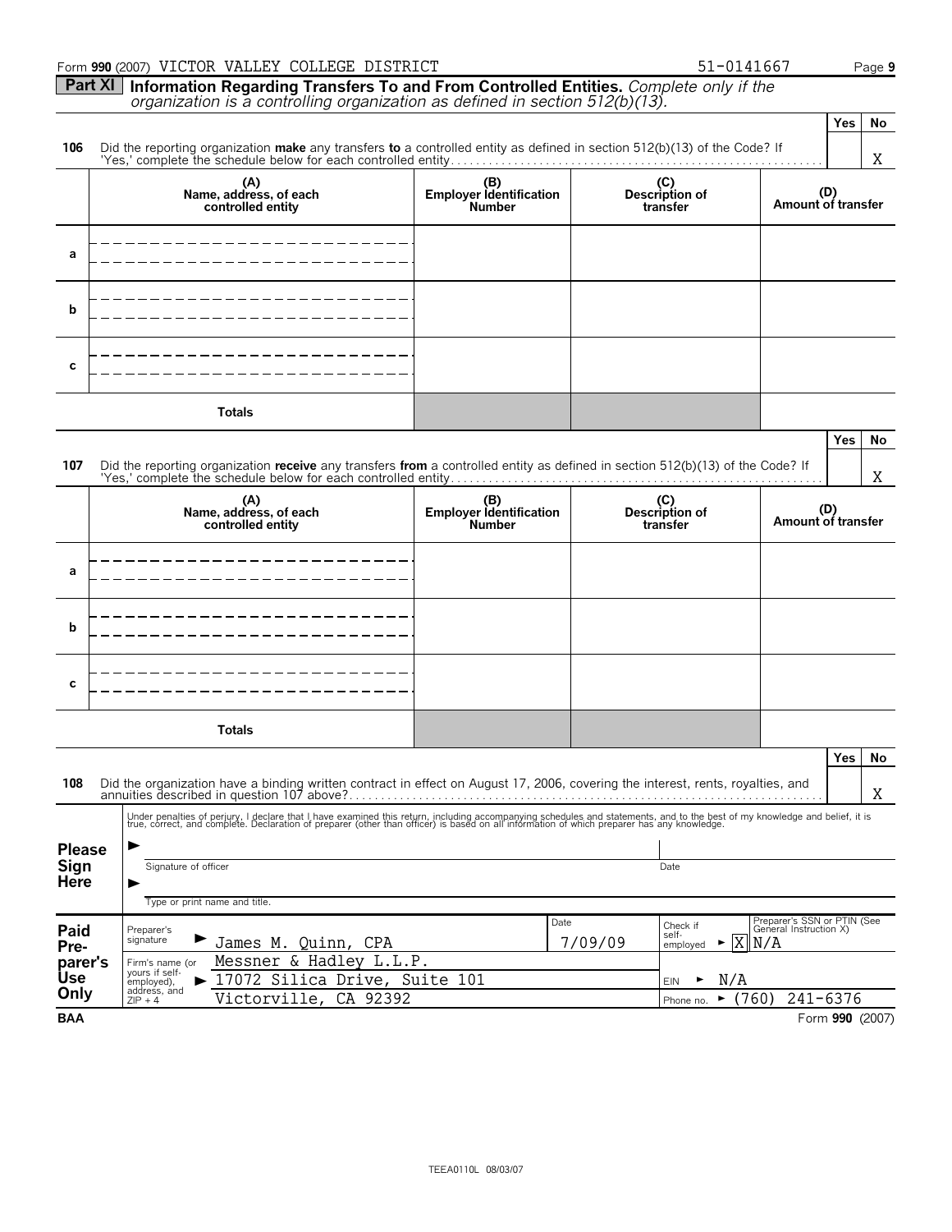Form **990** (2007) VICTOR VALLEY COLLEGE DISTRICT 51-0141667

## Part XI Information Regarding Transfers To and From Controlled Entities. *Complete only if the organization is a controlling organization as defined in section 512(b)(13).*

| | | Yes | No |
|---|---|---|---|
| **106** | Did the reporting organization **make** any transfers **to** a controlled entity as defined in section 512(b)(13) of the Code? If 'Yes,' complete the schedule below for each controlled entity | | X |

| | (A) Name, address, of each controlled entity | (B) Employer Identification Number | (C) Description of transfer | (D) Amount of transfer |
|---|---|---|---|---|
| a | | | | |
| b | | | | |
| c | | | | |
| | **Totals** | | | |

| | | Yes | No |
|---|---|---|---|
| **107** | Did the reporting organization **receive** any transfers **from** a controlled entity as defined in section 512(b)(13) of the Code? If 'Yes,' complete the schedule below for each controlled entity | | X |

| | (A) Name, address, of each controlled entity | (B) Employer Identification Number | (C) Description of transfer | (D) Amount of transfer |
|---|---|---|---|---|
| a | | | | |
| b | | | | |
| c | | | | |
| | **Totals** | | | |

| | | Yes | No |
|---|---|---|---|
| **108** | Did the organization have a binding written contract in effect on August 17, 2006, covering the interest, rents, royalties, and annuities described in question 107 above? | | X |

Under penalties of perjury, I declare that I have examined this return, including accompanying schedules and statements, and to the best of my knowledge and belief, it is true, correct, and complete. Declaration of preparer (other than officer) is based on all information of which preparer has any knowledge.

**Please Sign Here**

Signature of officer ____________ Date ____________

Type or print name and title.

| **Paid Preparer's Use Only** | | | |
|---|---|---|---|
| Preparer's signature | James M. Quinn, CPA | Date 7/09/09 | Check if self-employed [X] Preparer's SSN or PTIN (See General Instruction X) N/A |
| Firm's name (or yours if self-employed), address, and ZIP + 4 | Messner & Hadley L.L.P. 17072 Silica Drive, Suite 101 Victorville, CA 92392 | | EIN N/A Phone no. (760) 241-6376 |

BAA Form **990** (2007)

TEEA0110L 08/03/07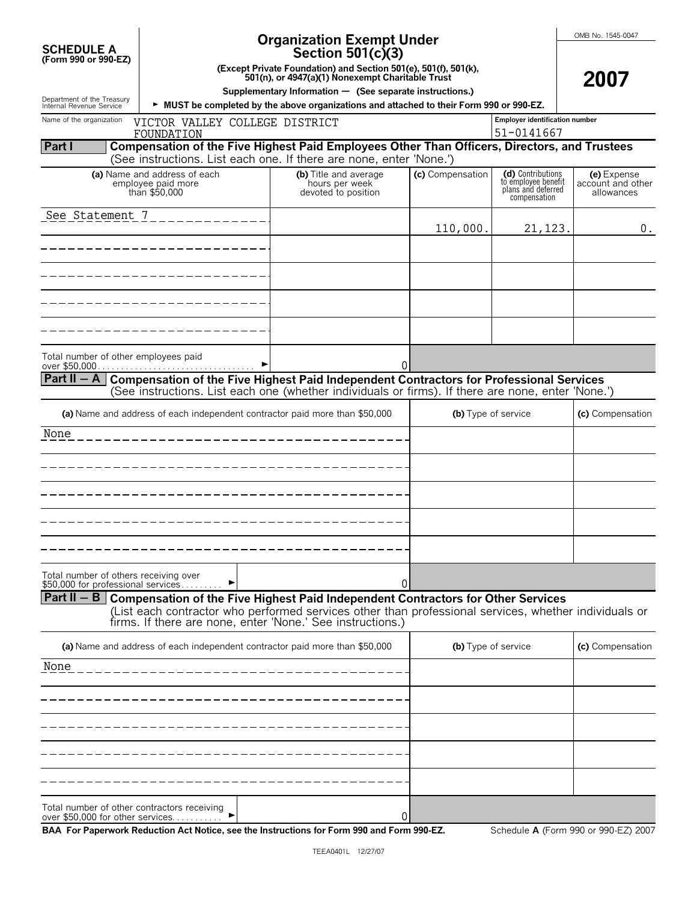**SCHEDULE A (Form 990 or 990-EZ)**

Department of the Treasury Internal Revenue Service

# Organization Exempt Under Section 501(c)(3)

**(Except Private Foundation) and Section 501(e), 501(f), 501(k), 501(n), or 4947(a)(1) Nonexempt Charitable Trust**

**Supplementary Information — (See separate instructions.)**

► **MUST be completed by the above organizations and attached to their Form 990 or 990-EZ.**

OMB No. 1545-0047

**2007**

Name of the organization: VICTOR VALLEY COLLEGE DISTRICT FOUNDATION

Employer identification number: 51-0141667

## Part I — Compensation of the Five Highest Paid Employees Other Than Officers, Directors, and Trustees

(See instructions. List each one. If there are none, enter 'None.')

| (a) Name and address of each employee paid more than $50,000 | (b) Title and average hours per week devoted to position | (c) Compensation | (d) Contributions to employee benefit plans and deferred compensation | (e) Expense account and other allowances |
|---|---|---|---|---|
| See Statement 7 | | 110,000. | 21,123. | 0. |
| | | | | |
| | | | | |
| | | | | |
| | | | | |

Total number of other employees paid over $50,000 ► 0

## Part II — A Compensation of the Five Highest Paid Independent Contractors for Professional Services

(See instructions. List each one (whether individuals or firms). If there are none, enter 'None.')

| (a) Name and address of each independent contractor paid more than $50,000 | (b) Type of service | (c) Compensation |
|---|---|---|
| None | | |
| | | |
| | | |
| | | |
| | | |

Total number of others receiving over $50,000 for professional services ► 0

## Part II — B Compensation of the Five Highest Paid Independent Contractors for Other Services

(List each contractor who performed services other than professional services, whether individuals or firms. If there are none, enter 'None.' See instructions.)

| (a) Name and address of each independent contractor paid more than $50,000 | (b) Type of service | (c) Compensation |
|---|---|---|
| None | | |
| | | |
| | | |
| | | |
| | | |

Total number of other contractors receiving over $50,000 for other services ► 0

**BAA For Paperwork Reduction Act Notice, see the Instructions for Form 990 and Form 990-EZ.**

Schedule **A** (Form 990 or 990-EZ) 2007

TEEA0401L 12/27/07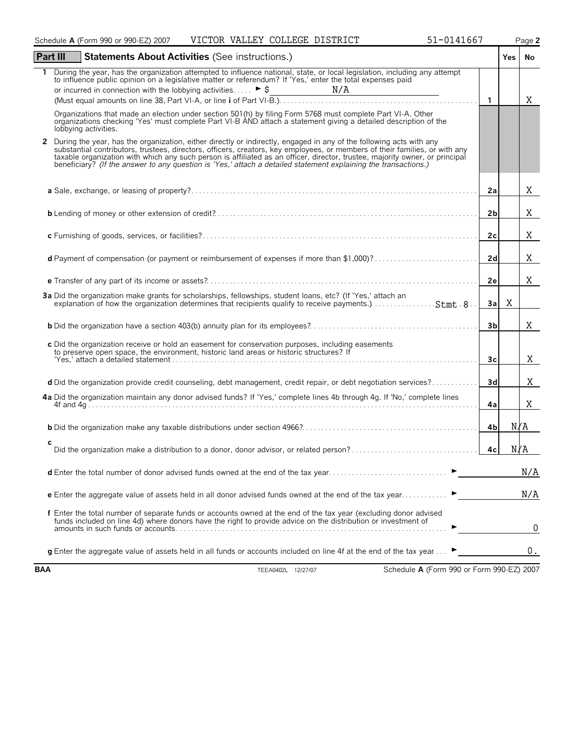Schedule **A** (Form 990 or 990-EZ) 2007 VICTOR VALLEY COLLEGE DISTRICT 51-0141667 Page **2**

## Part III — Statements About Activities (See instructions.)

| | | | Yes | No |
|---|---|---|---|---|
| **1** | During the year, has the organization attempted to influence national, state, or local legislation, including any attempt to influence public opinion on a legislative matter or referendum? If 'Yes,' enter the total expenses paid or incurred in connection with the lobbying activities ► $ N/A (Must equal amounts on line 38, Part VI-A, or line **i** of Part VI-B.) | **1** | | X |
| | Organizations that made an election under section 501(h) by filing Form 5768 must complete Part VI-A. Other organizations checking 'Yes' must complete Part VI-B AND attach a statement giving a detailed description of the lobbying activities. | | | |
| **2** | During the year, has the organization, either directly or indirectly, engaged in any of the following acts with any substantial contributors, trustees, directors, officers, creators, key employees, or members of their families, or with any taxable organization with which any such person is affiliated as an officer, director, trustee, majority owner, or principal beneficiary? *(If the answer to any question is 'Yes,' attach a detailed statement explaining the transactions.)* | | | |
| | **a** Sale, exchange, or leasing of property? | **2a** | | X |
| | **b** Lending of money or other extension of credit? | **2b** | | X |
| | **c** Furnishing of goods, services, or facilities? | **2c** | | X |
| | **d** Payment of compensation (or payment or reimbursement of expenses if more than $1,000)? | **2d** | | X |
| | **e** Transfer of any part of its income or assets? | **2e** | | X |
| **3a** | Did the organization make grants for scholarships, fellowships, student loans, etc? (If 'Yes,' attach an explanation of how the organization determines that recipients qualify to receive payments.) Stmt 8 | **3a** | X | |
| **b** | Did the organization have a section 403(b) annuity plan for its employees? | **3b** | | X |
| **c** | Did the organization receive or hold an easement for conservation purposes, including easements to preserve open space, the environment, historic land areas or historic structures? If 'Yes,' attach a detailed statement | **3c** | | X |
| **d** | Did the organization provide credit counseling, debt management, credit repair, or debt negotiation services? | **3d** | | X |
| **4a** | Did the organization maintain any donor advised funds? If 'Yes,' complete lines 4b through 4g. If 'No,' complete lines 4f and 4g | **4a** | | X |
| **b** | Did the organization make any taxable distributions under section 4966? | **4b** | N/A | |
| **c** | Did the organization make a distribution to a donor, donor advisor, or related person? | **4c** | N/A | |
| **d** | Enter the total number of donor advised funds owned at the end of the tax year ► | | | N/A |
| **e** | Enter the aggregate value of assets held in all donor advised funds owned at the end of the tax year ► | | | N/A |
| **f** | Enter the total number of separate funds or accounts owned at the end of the tax year (excluding donor advised funds included on line 4d) where donors have the right to provide advice on the distribution or investment of amounts in such funds or accounts ► | | | 0 |
| **g** | Enter the aggregate value of assets held in all funds or accounts included on line 4f at the end of the tax year ► | | | 0. |

BAA TEEA0402L 12/27/07 Schedule **A** (Form 990 or Form 990-EZ) 2007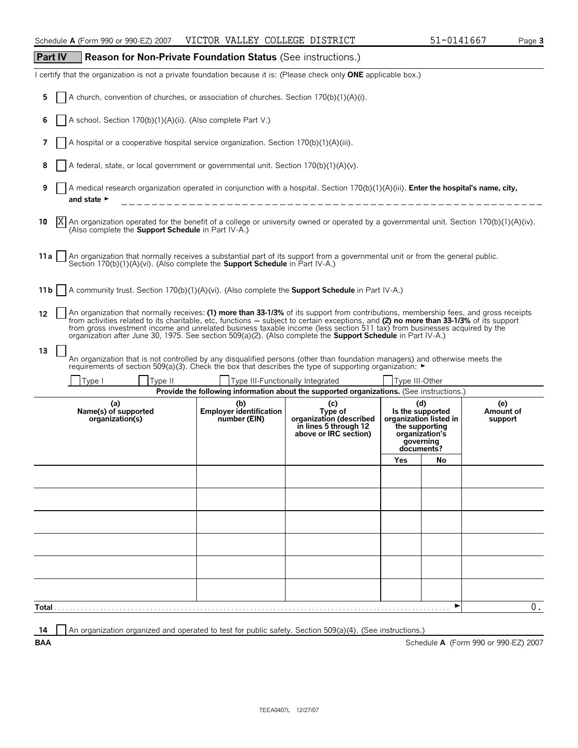Schedule **A** (Form 990 or 990-EZ) 2007 VICTOR VALLEY COLLEGE DISTRICT 51-0141667

## Part IV Reason for Non-Private Foundation Status (See instructions.)

I certify that the organization is not a private foundation because it is: (Please check only **ONE** applicable box.)

**5** [ ] A church, convention of churches, or association of churches. Section 170(b)(1)(A)(i).

**6** [ ] A school. Section 170(b)(1)(A)(ii). (Also complete Part V.)

**7** [ ] A hospital or a cooperative hospital service organization. Section 170(b)(1)(A)(iii).

**8** [ ] A federal, state, or local government or governmental unit. Section 170(b)(1)(A)(v).

**9** [ ] A medical research organization operated in conjunction with a hospital. Section 170(b)(1)(A)(iii). **Enter the hospital's name, city, and state** ►

**10** [X] An organization operated for the benefit of a college or university owned or operated by a governmental unit. Section 170(b)(1)(A)(iv). (Also complete the **Support Schedule** in Part IV-A.)

**11a** [ ] An organization that normally receives a substantial part of its support from a governmental unit or from the general public. Section 170(b)(1)(A)(vi). (Also complete the **Support Schedule** in Part IV-A.)

**11b** [ ] A community trust. Section 170(b)(1)(A)(vi). (Also complete the **Support Schedule** in Part IV-A.)

**12** [ ] An organization that normally receives: **(1) more than 33-1/3%** of its support from contributions, membership fees, and gross receipts from activities related to its charitable, etc, functions — subject to certain exceptions, and **(2) no more than 33-1/3%** of its support from gross investment income and unrelated business taxable income (less section 511 tax) from businesses acquired by the organization after June 30, 1975. See section 509(a)(2). (Also complete the **Support Schedule** in Part IV-A.)

**13** [ ] An organization that is not controlled by any disqualified persons (other than foundation managers) and otherwise meets the requirements of section 509(a)(3). Check the box that describes the type of supporting organization: ►

[ ] Type I [ ] Type II [ ] Type III-Functionally Integrated [ ] Type III-Other

**Provide the following information about the supported organizations.** (See instructions.)

| (a) Name(s) of supported organization(s) | (b) Employer identification number (EIN) | (c) Type of organization (described in lines 5 through 12 above or IRC section) | (d) Is the supported organization listed in the supporting organization's governing documents? | | (e) Amount of support |
|---|---|---|---|---|---|
| | | | Yes | No | |
| | | | | | |
| | | | | | |
| | | | | | |
| | | | | | |
| | | | | | |
| | | | | | |
| **Total** | | | | ► | 0. |

**14** [ ] An organization organized and operated to test for public safety. Section 509(a)(4). (See instructions.)

BAA Schedule **A** (Form 990 or 990-EZ) 2007

TEEA0407L 12/27/07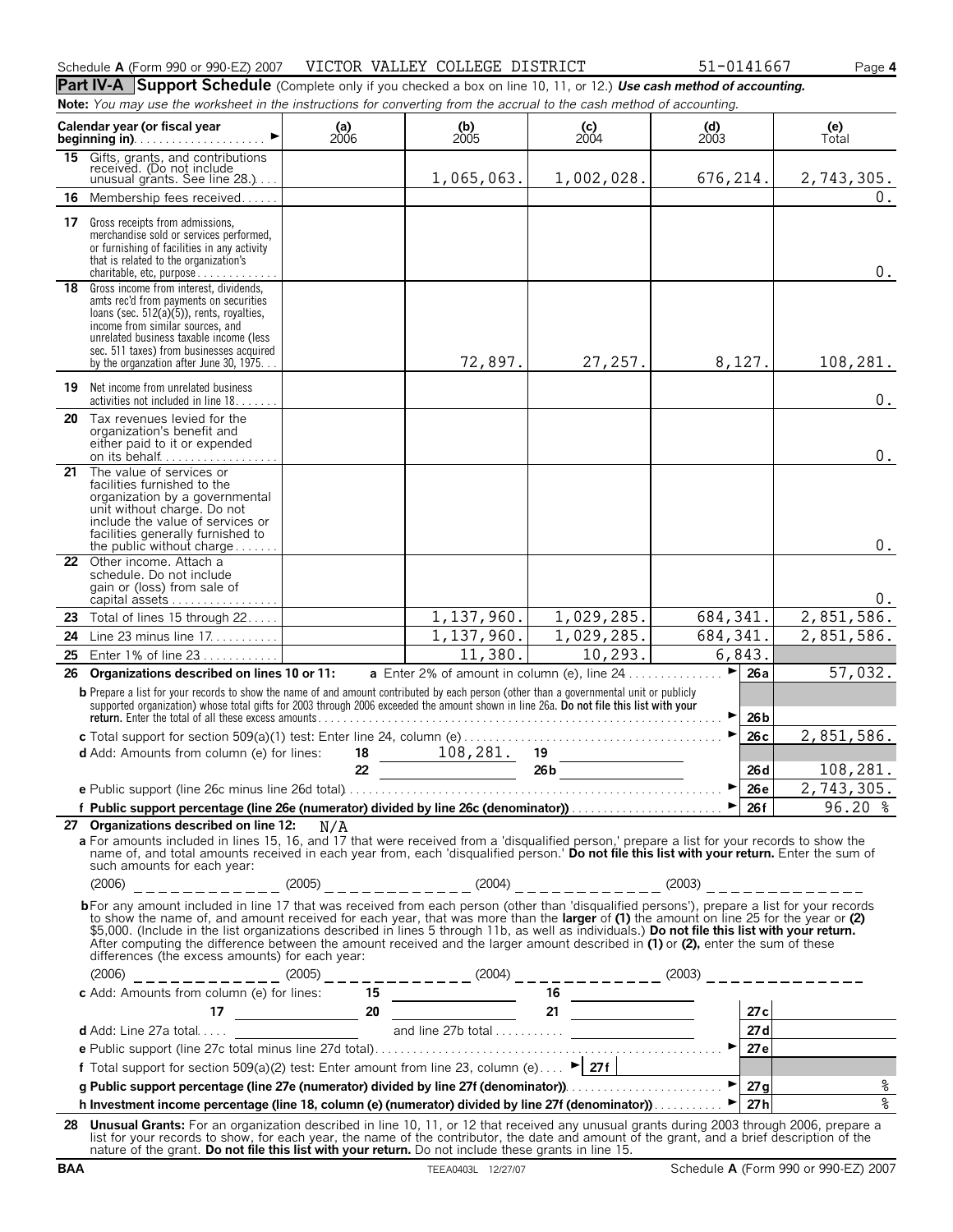Schedule **A** (Form 990 or 990-EZ) 2007 VICTOR VALLEY COLLEGE DISTRICT 51-0141667 Page **4**

## Part IV-A Support Schedule

(Complete only if you checked a box on line 10, 11, or 12.) ***Use cash method of accounting.***

**Note:** *You may use the worksheet in the instructions for converting from the accrual to the cash method of accounting.*

| Calendar year (or fiscal year beginning in) | (a) 2006 | (b) 2005 | (c) 2004 | (d) 2003 | (e) Total |
|---|---|---|---|---|---|
| **15** Gifts, grants, and contributions received. (Do not include unusual grants. See line 28.) | | 1,065,063. | 1,002,028. | 676,214. | 2,743,305. |
| **16** Membership fees received | | | | | 0. |
| **17** Gross receipts from admissions, merchandise sold or services performed, or furnishing of facilities in any activity that is related to the organization's charitable, etc, purpose | | | | | 0. |
| **18** Gross income from interest, dividends, amts rec'd from payments on securities loans (sec. 512(a)(5)), rents, royalties, income from similar sources, and unrelated business taxable income (less sec. 511 taxes) from businesses acquired by the organzation after June 30, 1975 | | 72,897. | 27,257. | 8,127. | 108,281. |
| **19** Net income from unrelated business activities not included in line 18 | | | | | 0. |
| **20** Tax revenues levied for the organization's benefit and either paid to it or expended on its behalf | | | | | 0. |
| **21** The value of services or facilities furnished to the organization by a governmental unit without charge. Do not include the value of services or facilities generally furnished to the public without charge | | | | | 0. |
| **22** Other income. Attach a schedule. Do not include gain or (loss) from sale of capital assets | | | | | 0. |
| **23** Total of lines 15 through 22 | | 1,137,960. | 1,029,285. | 684,341. | 2,851,586. |
| **24** Line 23 minus line 17 | | 1,137,960. | 1,029,285. | 684,341. | 2,851,586. |
| **25** Enter 1% of line 23 | | 11,380. | 10,293. | 6,843. | |

**26 Organizations described on lines 10 or 11:** **a** Enter 2% of amount in column (e), line 24 ► **26a** 57,032.

**b** Prepare a list for your records to show the name of and amount contributed by each person (other than a governmental unit or publicly supported organization) whose total gifts for 2003 through 2006 exceeded the amount shown in line 26a. **Do not file this list with your return.** Enter the total of all these excess amounts ► **26b**

**c** Total support for section 509(a)(1) test: Enter line 24, column (e) ► **26c** 2,851,586.

**d** Add: Amounts from column (e) for lines: **18** 108,281. **19** ______ **22** ______ **26b** ______ **26d** 108,281.

**e** Public support (line 26c minus line 26d total) ► **26e** 2,743,305.

**f Public support percentage (line 26e (numerator) divided by line 26c (denominator))** ► **26f** 96.20 %

**27 Organizations described on line 12:** N/A

**a** For amounts included in lines 15, 16, and 17 that were received from a 'disqualified person,' prepare a list for your records to show the name of, and total amounts received in each year from, each 'disqualified person.' **Do not file this list with your return.** Enter the sum of such amounts for each year:

(2006) ______ (2005) ______ (2004) ______ (2003) ______

**b** For any amount included in line 17 that was received from each person (other than 'disqualified persons'), prepare a list for your records to show the name of, and amount received for each year, that was more than the **larger** of **(1)** the amount on line 25 for the year or **(2)** $5,000. (Include in the list organizations described in lines 5 through 11b, as well as individuals.) **Do not file this list with your return.** After computing the difference between the amount received and the larger amount described in **(1)** or **(2),** enter the sum of these differences (the excess amounts) for each year:

(2006) ______ (2005) ______ (2004) ______ (2003) ______

**c** Add: Amounts from column (e) for lines: **15** ______ **16** ______ **17** ______ **20** ______ **21** ______ **27c**

**d** Add: Line 27a total ______ and line 27b total ______ **27d**

**e** Public support (line 27c total minus line 27d total) ► **27e**

**f** Total support for section 509(a)(2) test: Enter amount from line 23, column (e) ► **27f**

**g Public support percentage (line 27e (numerator) divided by line 27f (denominator))** ► **27g** %

**h Investment income percentage (line 18, column (e) (numerator) divided by line 27f (denominator))** ► **27h** %

**28 Unusual Grants:** For an organization described in line 10, 11, or 12 that received any unusual grants during 2003 through 2006, prepare a list for your records to show, for each year, the name of the contributor, the date and amount of the grant, and a brief description of the nature of the grant. **Do not file this list with your return.** Do not include these grants in line 15.

**BAA** TEEA0403L 12/27/07 Schedule **A** (Form 990 or 990-EZ) 2007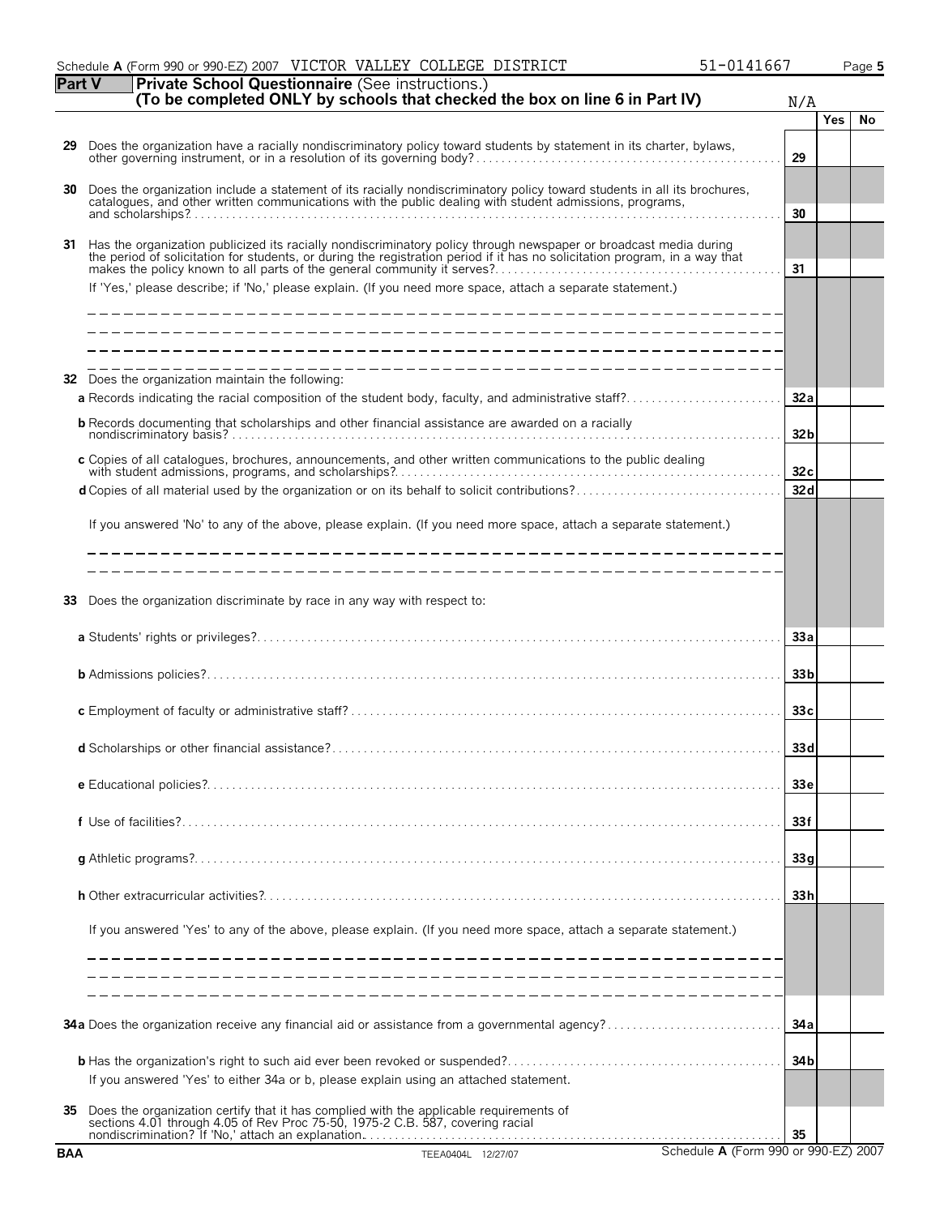Schedule **A** (Form 990 or 990-EZ) 2007 VICTOR VALLEY COLLEGE DISTRICT 51-0141667

## Part V — Private School Questionnaire (See instructions.)

**(To be completed ONLY by schools that checked the box on line 6 in Part IV)** N/A

| | | | Yes | No |
|---|---|---|---|---|
| **29** | Does the organization have a racially nondiscriminatory policy toward students by statement in its charter, bylaws, other governing instrument, or in a resolution of its governing body? | **29** | | |
| **30** | Does the organization include a statement of its racially nondiscriminatory policy toward students in all its brochures, catalogues, and other written communications with the public dealing with student admissions, programs, and scholarships? | **30** | | |
| **31** | Has the organization publicized its racially nondiscriminatory policy through newspaper or broadcast media during the period of solicitation for students, or during the registration period if it has no solicitation program, in a way that makes the policy known to all parts of the general community it serves? | **31** | | |
| | If 'Yes,' please describe; if 'No,' please explain. (If you need more space, attach a separate statement.) | | | |
| **32** | Does the organization maintain the following: | | | |
| | **a** Records indicating the racial composition of the student body, faculty, and administrative staff? | **32a** | | |
| | **b** Records documenting that scholarships and other financial assistance are awarded on a racially nondiscriminatory basis? | **32b** | | |
| | **c** Copies of all catalogues, brochures, announcements, and other written communications to the public dealing with student admissions, programs, and scholarships? | **32c** | | |
| | **d** Copies of all material used by the organization or on its behalf to solicit contributions? | **32d** | | |
| | If you answered 'No' to any of the above, please explain. (If you need more space, attach a separate statement.) | | | |
| **33** | Does the organization discriminate by race in any way with respect to: | | | |
| | **a** Students' rights or privileges? | **33a** | | |
| | **b** Admissions policies? | **33b** | | |
| | **c** Employment of faculty or administrative staff? | **33c** | | |
| | **d** Scholarships or other financial assistance? | **33d** | | |
| | **e** Educational policies? | **33e** | | |
| | **f** Use of facilities? | **33f** | | |
| | **g** Athletic programs? | **33g** | | |
| | **h** Other extracurricular activities? | **33h** | | |
| | If you answered 'Yes' to any of the above, please explain. (If you need more space, attach a separate statement.) | | | |
| **34a** | Does the organization receive any financial aid or assistance from a governmental agency? | **34a** | | |
| | **b** Has the organization's right to such aid ever been revoked or suspended? | **34b** | | |
| | If you answered 'Yes' to either 34a or b, please explain using an attached statement. | | | |
| **35** | Does the organization certify that it has complied with the applicable requirements of sections 4.01 through 4.05 of Rev Proc 75-50, 1975-2 C.B. 587, covering racial nondiscrimination? If 'No,' attach an explanation. | **35** | | |

BAA TEEA0404L 12/27/07 Schedule **A** (Form 990 or 990-EZ) 2007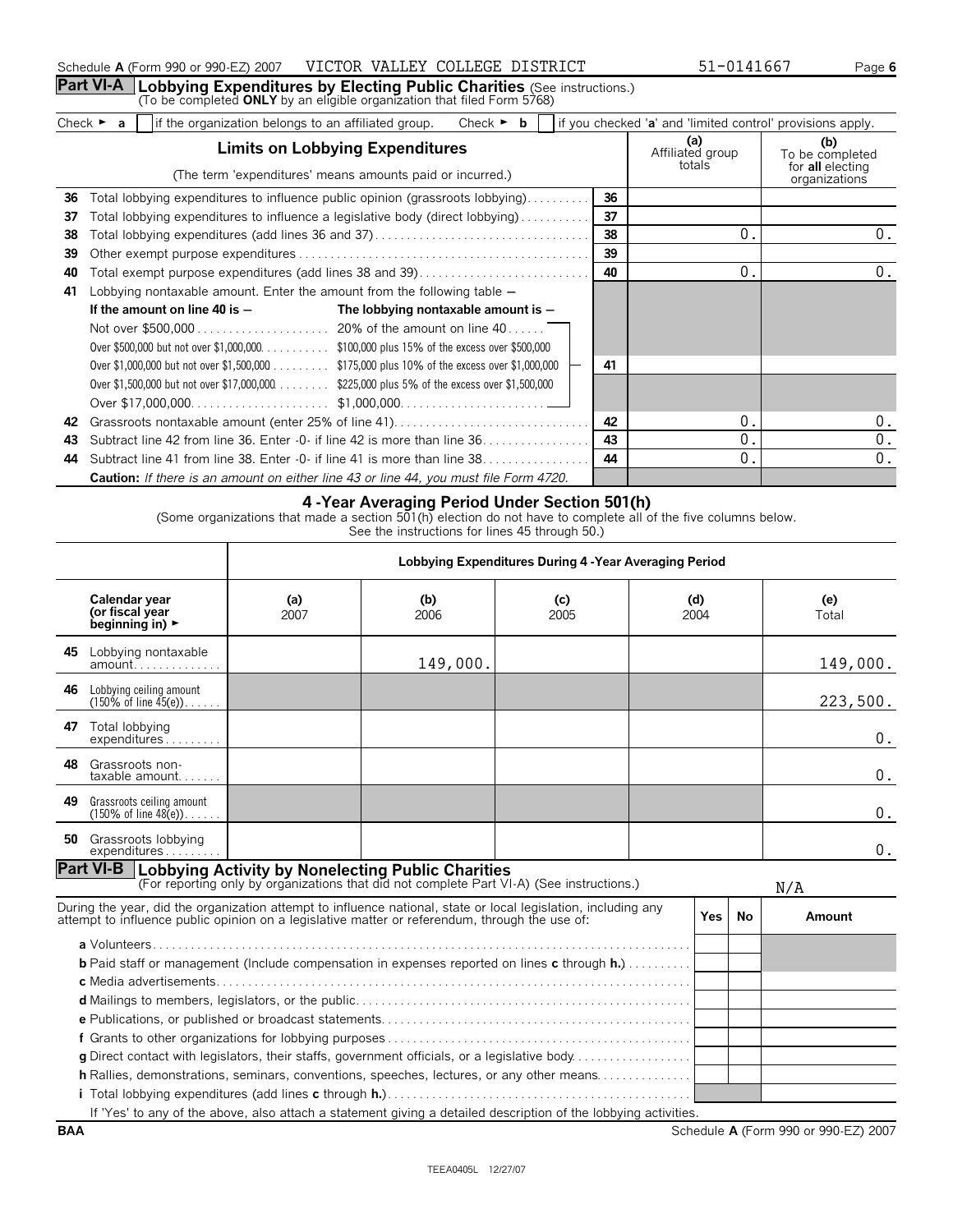Schedule **A** (Form 990 or 990-EZ) 2007 VICTOR VALLEY COLLEGE DISTRICT 51-0141667 Page **6**

## Part VI-A Lobbying Expenditures by Electing Public Charities (See instructions.)
(To be completed **ONLY** by an eligible organization that filed Form 5768)

Check ► **a** [ ] if the organization belongs to an affiliated group. Check ► **b** [ ] if you checked '**a**' and 'limited control' provisions apply.

| | **Limits on Lobbying Expenditures** (The term 'expenditures' means amounts paid or incurred.) | | **(a)** Affiliated group totals | **(b)** To be completed for **all** electing organizations |
|---|---|---|---|---|
| **36** | Total lobbying expenditures to influence public opinion (grassroots lobbying) | **36** | | |
| **37** | Total lobbying expenditures to influence a legislative body (direct lobbying) | **37** | | |
| **38** | Total lobbying expenditures (add lines 36 and 37) | **38** | 0. | 0. |
| **39** | Other exempt purpose expenditures | **39** | | |
| **40** | Total exempt purpose expenditures (add lines 38 and 39) | **40** | 0. | 0. |
| **41** | Lobbying nontaxable amount. Enter the amount from the following table — | **41** | | |
| **42** | Grassroots nontaxable amount (enter 25% of line 41) | **42** | 0. | 0. |
| **43** | Subtract line 42 from line 36. Enter -0- if line 42 is more than line 36 | **43** | 0. | 0. |
| **44** | Subtract line 41 from line 38. Enter -0- if line 41 is more than line 38 | **44** | 0. | 0. |

Line 41 table:

| **If the amount on line 40 is —** | **The lobbying nontaxable amount is —** |
|---|---|
| Not over $500,000 | 20% of the amount on line 40 |
| Over $500,000 but not over $1,000,000 | $100,000 plus 15% of the excess over $500,000 |
| Over $1,000,000 but not over $1,500,000 | $175,000 plus 10% of the excess over $1,000,000 |
| Over $1,500,000 but not over $17,000,000 | $225,000 plus 5% of the excess over $1,500,000 |
| Over $17,000,000 | $1,000,000 |

**Caution:** *If there is an amount on either line 43 or line 44, you must file Form 4720.*

### 4 -Year Averaging Period Under Section 501(h)
(Some organizations that made a section 501(h) election do not have to complete all of the five columns below. See the instructions for lines 45 through 50.)

| | **Lobbying Expenditures During 4 -Year Averaging Period** | | | | |
|---|---|---|---|---|---|
| **Calendar year (or fiscal year beginning in)** ► | **(a)** 2007 | **(b)** 2006 | **(c)** 2005 | **(d)** 2004 | **(e)** Total |
| **45** Lobbying nontaxable amount | | 149,000. | | | 149,000. |
| **46** Lobbying ceiling amount (150% of line 45(e)) | | | | | 223,500. |
| **47** Total lobbying expenditures | | | | | 0. |
| **48** Grassroots non-taxable amount | | | | | 0. |
| **49** Grassroots ceiling amount (150% of line 48(e)) | | | | | 0. |
| **50** Grassroots lobbying expenditures | | | | | 0. |

## Part VI-B Lobbying Activity by Nonelecting Public Charities
(For reporting only by organizations that did not complete Part VI-A) (See instructions.)

N/A

| During the year, did the organization attempt to influence national, state or local legislation, including any attempt to influence public opinion on a legislative matter or referendum, through the use of: | Yes | No | Amount |
|---|---|---|---|
| **a** Volunteers | | | |
| **b** Paid staff or management (Include compensation in expenses reported on lines **c** through **h.**) | | | |
| **c** Media advertisements | | | |
| **d** Mailings to members, legislators, or the public | | | |
| **e** Publications, or published or broadcast statements | | | |
| **f** Grants to other organizations for lobbying purposes | | | |
| **g** Direct contact with legislators, their staffs, government officials, or a legislative body | | | |
| **h** Rallies, demonstrations, seminars, conventions, speeches, lectures, or any other means | | | |
| **i** Total lobbying expenditures (add lines **c** through **h.**) | | | |

If 'Yes' to any of the above, also attach a statement giving a detailed description of the lobbying activities.

BAA Schedule **A** (Form 990 or 990-EZ) 2007

TEEA0405L 12/27/07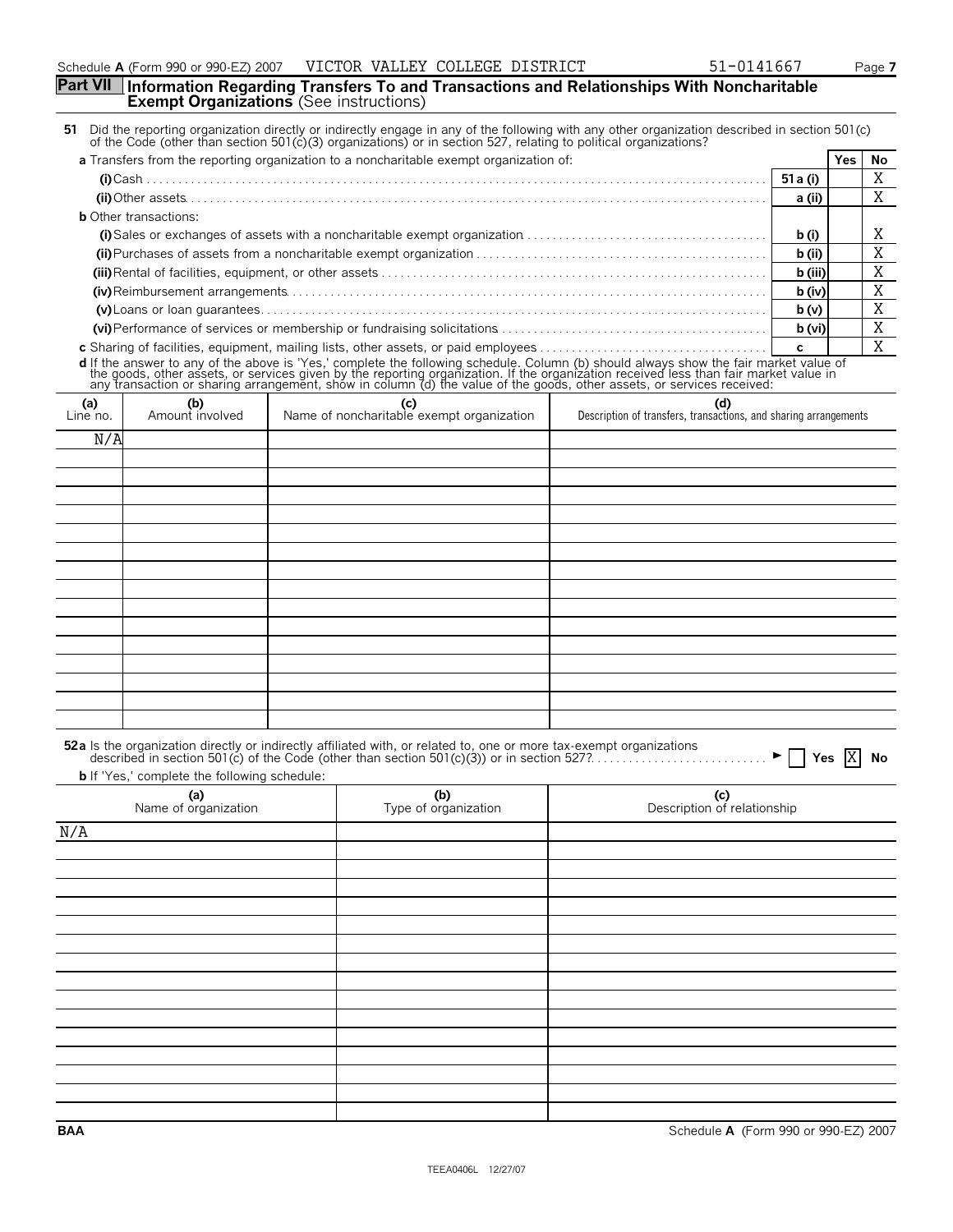Schedule **A** (Form 990 or 990-EZ) 2007    VICTOR VALLEY COLLEGE DISTRICT    51-0141667

## Part VII  Information Regarding Transfers To and Transactions and Relationships With Noncharitable Exempt Organizations (See instructions)

**51** Did the reporting organization directly or indirectly engage in any of the following with any other organization described in section 501(c) of the Code (other than section 501(c)(3) organizations) or in section 527, relating to political organizations?

| | | Yes | No |
|---|---|---|---|
| **a** Transfers from the reporting organization to a noncharitable exempt organization of: | | | |
| **(i)** Cash | 51 a (i) | | X |
| **(ii)** Other assets | a (ii) | | X |
| **b** Other transactions: | | | |
| **(i)** Sales or exchanges of assets with a noncharitable exempt organization | b (i) | | X |
| **(ii)** Purchases of assets from a noncharitable exempt organization | b (ii) | | X |
| **(iii)** Rental of facilities, equipment, or other assets | b (iii) | | X |
| **(iv)** Reimbursement arrangements | b (iv) | | X |
| **(v)** Loans or loan guarantees | b (v) | | X |
| **(vi)** Performance of services or membership or fundraising solicitations | b (vi) | | X |
| **c** Sharing of facilities, equipment, mailing lists, other assets, or paid employees | c | | X |

**d** If the answer to any of the above is 'Yes,' complete the following schedule. Column (b) should always show the fair market value of the goods, other assets, or services given by the reporting organization. If the organization received less than fair market value in any transaction or sharing arrangement, show in column (d) the value of the goods, other assets, or services received:

| (a) Line no. | (b) Amount involved | (c) Name of noncharitable exempt organization | (d) Description of transfers, transactions, and sharing arrangements |
|---|---|---|---|
| N/A | | | |

**52a** Is the organization directly or indirectly affiliated with, or related to, one or more tax-exempt organizations described in section 501(c) of the Code (other than section 501(c)(3)) or in section 527? ► ☐ Yes ☒ No

**b** If 'Yes,' complete the following schedule:

| (a) Name of organization | (b) Type of organization | (c) Description of relationship |
|---|---|---|
| N/A | | |

BAA    Schedule **A** (Form 990 or 990-EZ) 2007

TEEA0406L 12/27/07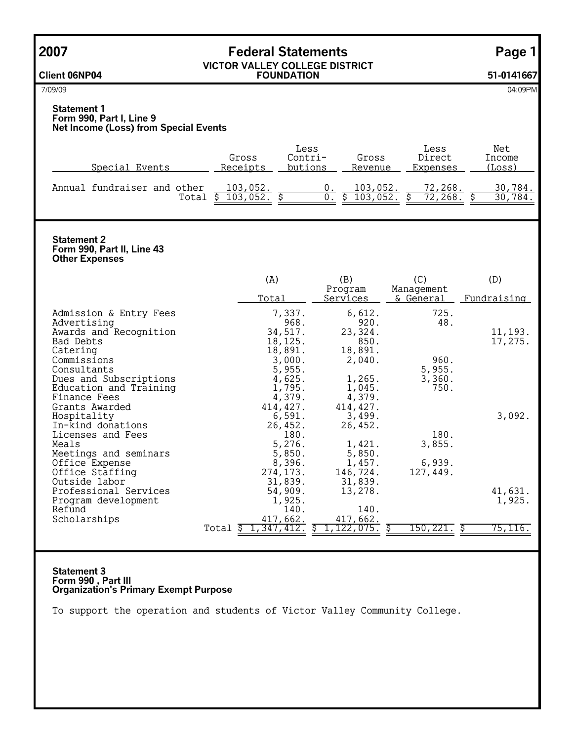# 2007 Federal Statements

**VICTOR VALLEY COLLEGE DISTRICT FOUNDATION**

Client 06NP04 — 51-0141667

7/09/09 — 04:09PM

## Statement 1
### Form 990, Part I, Line 9
### Net Income (Loss) from Special Events

| Special Events | Gross Receipts | Less Contri- butions | Gross Revenue | Less Direct Expenses | Net Income (Loss) |
|---|---|---|---|---|---|
| Annual fundraiser and other | 103,052. | 0. | 103,052. | 72,268. | 30,784. |
| Total | $ 103,052. | $ 0. | $ 103,052. | $ 72,268. | $ 30,784. |

## Statement 2
### Form 990, Part II, Line 43
### Other Expenses

| | (A) Total | (B) Program Services | (C) Management & General | (D) Fundraising |
|---|---|---|---|---|
| Admission & Entry Fees | 7,337. | 6,612. | 725. | |
| Advertising | 968. | 920. | 48. | |
| Awards and Recognition | 34,517. | 23,324. | | 11,193. |
| Bad Debts | 18,125. | 850. | | 17,275. |
| Catering | 18,891. | 18,891. | | |
| Commissions | 3,000. | 2,040. | 960. | |
| Consultants | 5,955. | | 5,955. | |
| Dues and Subscriptions | 4,625. | 1,265. | 3,360. | |
| Education and Training | 1,795. | 1,045. | 750. | |
| Finance Fees | 4,379. | 4,379. | | |
| Grants Awarded | 414,427. | 414,427. | | |
| Hospitality | 6,591. | 3,499. | | 3,092. |
| In-kind donations | 26,452. | 26,452. | | |
| Licenses and Fees | 180. | | 180. | |
| Meals | 5,276. | 1,421. | 3,855. | |
| Meetings and seminars | 5,850. | 5,850. | | |
| Office Expense | 8,396. | 1,457. | 6,939. | |
| Office Staffing | 274,173. | 146,724. | 127,449. | |
| Outside labor | 31,839. | 31,839. | | |
| Professional Services | 54,909. | 13,278. | | 41,631. |
| Program development | 1,925. | | | 1,925. |
| Refund | 140. | 140. | | |
| Scholarships | 417,662. | 417,662. | | |
| Total | $ 1,347,412. | $ 1,122,075. | $ 150,221. | $ 75,116. |

## Statement 3
### Form 990 , Part III
### Organization's Primary Exempt Purpose

To support the operation and students of Victor Valley Community College.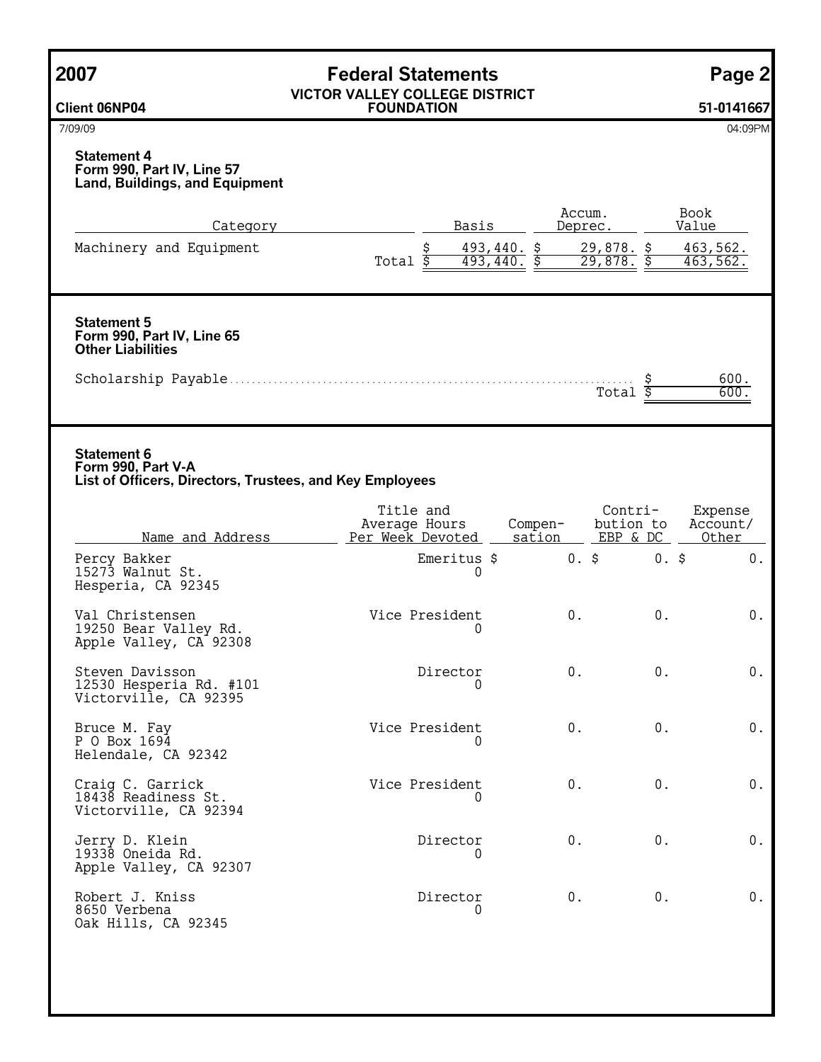**2007 Federal Statements**

**VICTOR VALLEY COLLEGE DISTRICT FOUNDATION**

**Client 06NP04** **51-0141667**

7/09/09 04:09PM

### Statement 4
**Form 990, Part IV, Line 57**
**Land, Buildings, and Equipment**

| Category | | Basis | Accum. Deprec. | Book Value |
|---|---|---|---|---|
| Machinery and Equipment | | $ 493,440. | $ 29,878. | $ 463,562. |
| | Total | $ 493,440. | $ 29,878. | $ 463,562. |

### Statement 5
**Form 990, Part IV, Line 65**
**Other Liabilities**

| | |
|---|---|
| Scholarship Payable | $ 600. |
| Total | $ 600. |

### Statement 6
**Form 990, Part V-A**
**List of Officers, Directors, Trustees, and Key Employees**

| Name and Address | Title and Average Hours Per Week Devoted | Compen- sation | Contri- bution to EBP & DC | Expense Account/ Other |
|---|---|---|---|---|
| Percy Bakker<br>15273 Walnut St.<br>Hesperia, CA 92345 | Emeritus<br>0 | $ 0. | $ 0. | $ 0. |
| Val Christensen<br>19250 Bear Valley Rd.<br>Apple Valley, CA 92308 | Vice President<br>0 | 0. | 0. | 0. |
| Steven Davisson<br>12530 Hesperia Rd. #101<br>Victorville, CA 92395 | Director<br>0 | 0. | 0. | 0. |
| Bruce M. Fay<br>P O Box 1694<br>Helendale, CA 92342 | Vice President<br>0 | 0. | 0. | 0. |
| Craig C. Garrick<br>18438 Readiness St.<br>Victorville, CA 92394 | Vice President<br>0 | 0. | 0. | 0. |
| Jerry D. Klein<br>19338 Oneida Rd.<br>Apple Valley, CA 92307 | Director<br>0 | 0. | 0. | 0. |
| Robert J. Kniss<br>8650 Verbena<br>Oak Hills, CA 92345 | Director<br>0 | 0. | 0. | 0. |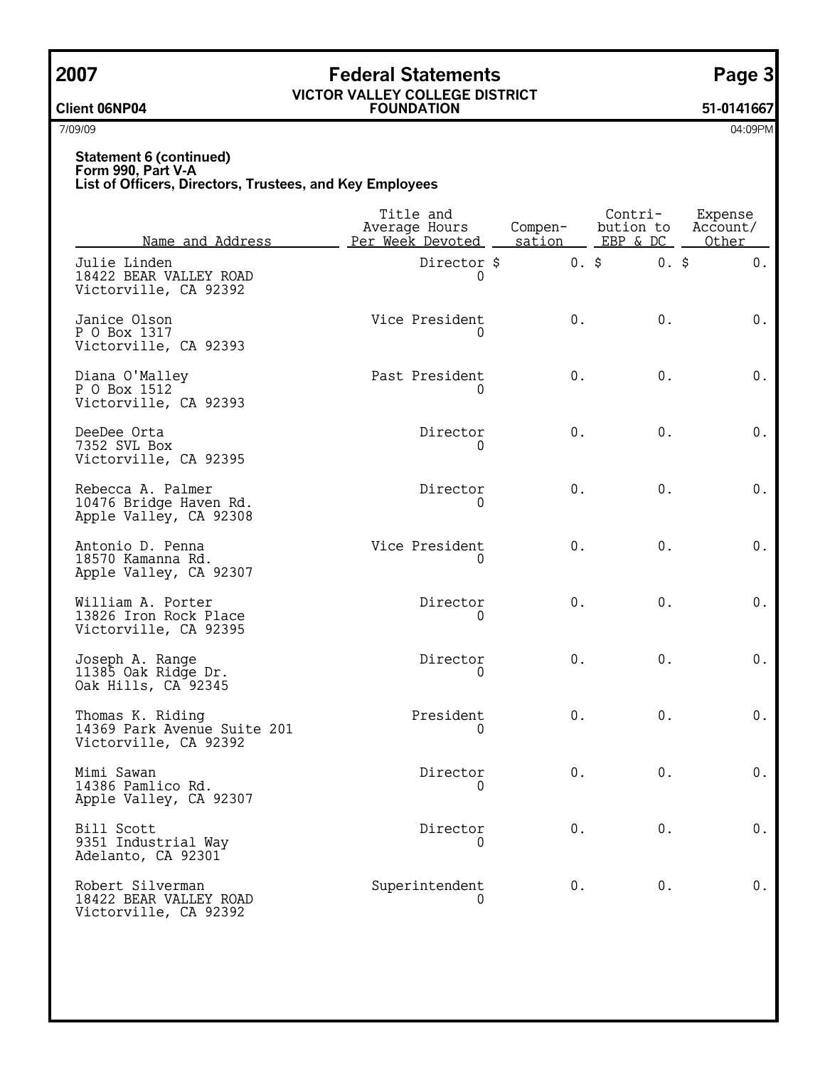**Statement 6 (continued)**
**Form 990, Part V-A**
**List of Officers, Directors, Trustees, and Key Employees**

| Name and Address | Title and Average Hours Per Week Devoted | Compen- sation | Contri- bution to EBP & DC | Expense Account/ Other |
|---|---|---|---|---|
| Julie Linden<br>18422 BEAR VALLEY ROAD<br>Victorville, CA 92392 | Director<br>0 | $ 0. | $ 0. | $ 0. |
| Janice Olson<br>P O Box 1317<br>Victorville, CA 92393 | Vice President<br>0 | 0. | 0. | 0. |
| Diana O'Malley<br>P O Box 1512<br>Victorville, CA 92393 | Past President<br>0 | 0. | 0. | 0. |
| DeeDee Orta<br>7352 SVL Box<br>Victorville, CA 92395 | Director<br>0 | 0. | 0. | 0. |
| Rebecca A. Palmer<br>10476 Bridge Haven Rd.<br>Apple Valley, CA 92308 | Director<br>0 | 0. | 0. | 0. |
| Antonio D. Penna<br>18570 Kamanna Rd.<br>Apple Valley, CA 92307 | Vice President<br>0 | 0. | 0. | 0. |
| William A. Porter<br>13826 Iron Rock Place<br>Victorville, CA 92395 | Director<br>0 | 0. | 0. | 0. |
| Joseph A. Range<br>11385 Oak Ridge Dr.<br>Oak Hills, CA 92345 | Director<br>0 | 0. | 0. | 0. |
| Thomas K. Riding<br>14369 Park Avenue Suite 201<br>Victorville, CA 92392 | President<br>0 | 0. | 0. | 0. |
| Mimi Sawan<br>14386 Pamlico Rd.<br>Apple Valley, CA 92307 | Director<br>0 | 0. | 0. | 0. |
| Bill Scott<br>9351 Industrial Way<br>Adelanto, CA 92301 | Director<br>0 | 0. | 0. | 0. |
| Robert Silverman<br>18422 BEAR VALLEY ROAD<br>Victorville, CA 92392 | Superintendent<br>0 | 0. | 0. | 0. |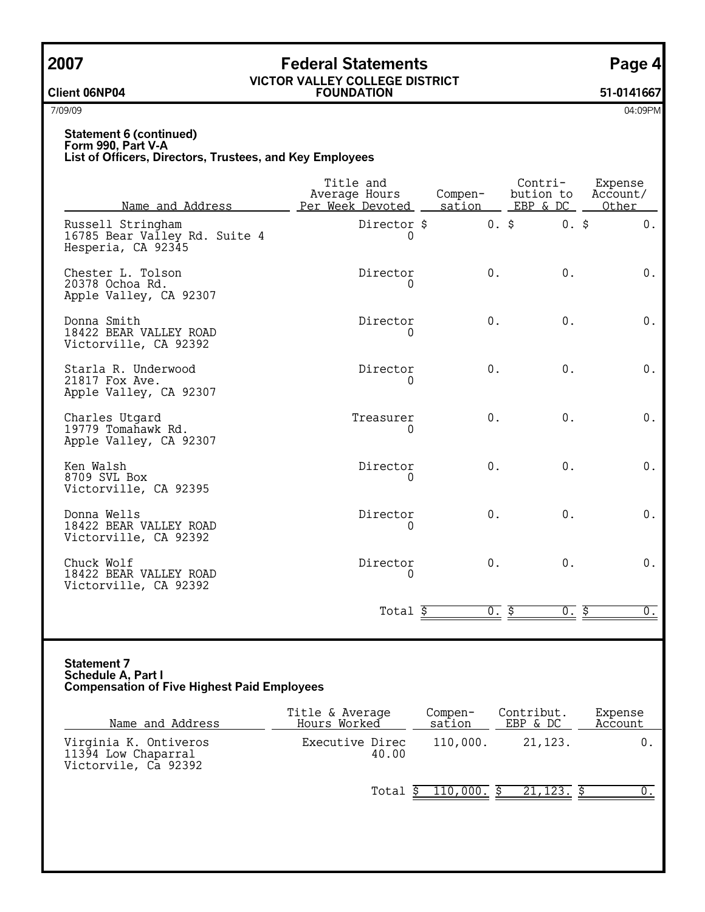## Statement 6 (continued)
### Form 990, Part V-A
### List of Officers, Directors, Trustees, and Key Employees

| Name and Address | Title and Average Hours Per Week Devoted | Compen-sation | Contri-bution to EBP & DC | Expense Account/ Other |
|---|---|---|---|---|
| Russell Stringham<br>16785 Bear Valley Rd. Suite 4<br>Hesperia, CA 92345 | Director<br>0 | $ 0. | $ 0. | $ 0. |
| Chester L. Tolson<br>20378 Ochoa Rd.<br>Apple Valley, CA 92307 | Director<br>0 | 0. | 0. | 0. |
| Donna Smith<br>18422 BEAR VALLEY ROAD<br>Victorville, CA 92392 | Director<br>0 | 0. | 0. | 0. |
| Starla R. Underwood<br>21817 Fox Ave.<br>Apple Valley, CA 92307 | Director<br>0 | 0. | 0. | 0. |
| Charles Utgard<br>19779 Tomahawk Rd.<br>Apple Valley, CA 92307 | Treasurer<br>0 | 0. | 0. | 0. |
| Ken Walsh<br>8709 SVL Box<br>Victorville, CA 92395 | Director<br>0 | 0. | 0. | 0. |
| Donna Wells<br>18422 BEAR VALLEY ROAD<br>Victorville, CA 92392 | Director<br>0 | 0. | 0. | 0. |
| Chuck Wolf<br>18422 BEAR VALLEY ROAD<br>Victorville, CA 92392 | Director<br>0 | 0. | 0. | 0. |
| | Total | $ 0. | $ 0. | $ 0. |

## Statement 7
### Schedule A, Part I
### Compensation of Five Highest Paid Employees

| Name and Address | Title & Average Hours Worked | Compen-sation | Contribut. EBP & DC | Expense Account |
|---|---|---|---|---|
| Virginia K. Ontiveros<br>11394 Low Chaparral<br>Victorvile, Ca 92392 | Executive Direc<br>40.00 | 110,000. | 21,123. | 0. |
| | Total | $ 110,000. | $ 21,123. | $ 0. |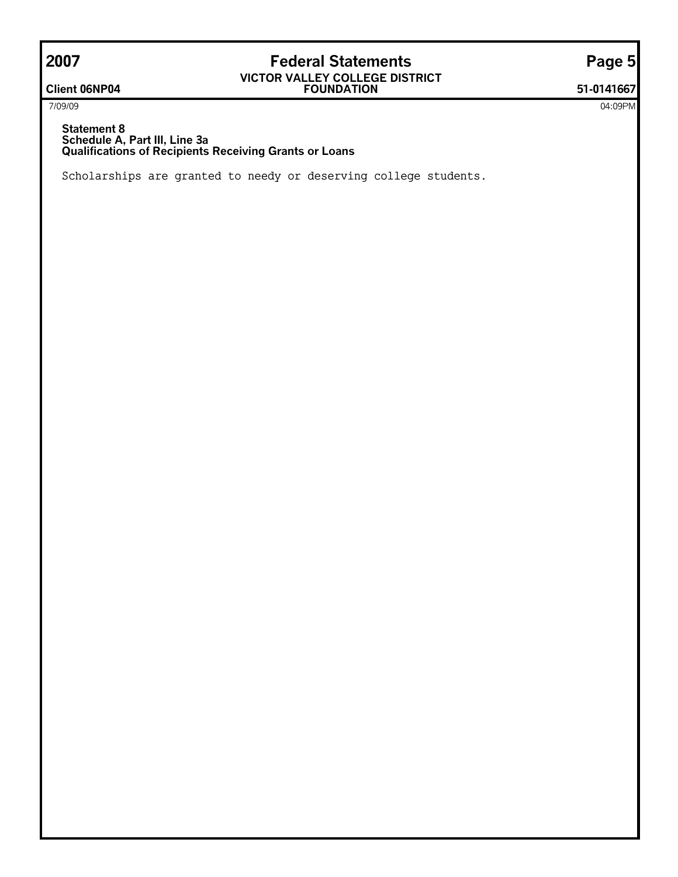**Statement 8**
**Schedule A, Part III, Line 3a**
**Qualifications of Recipients Receiving Grants or Loans**

Scholarships are granted to needy or deserving college students.